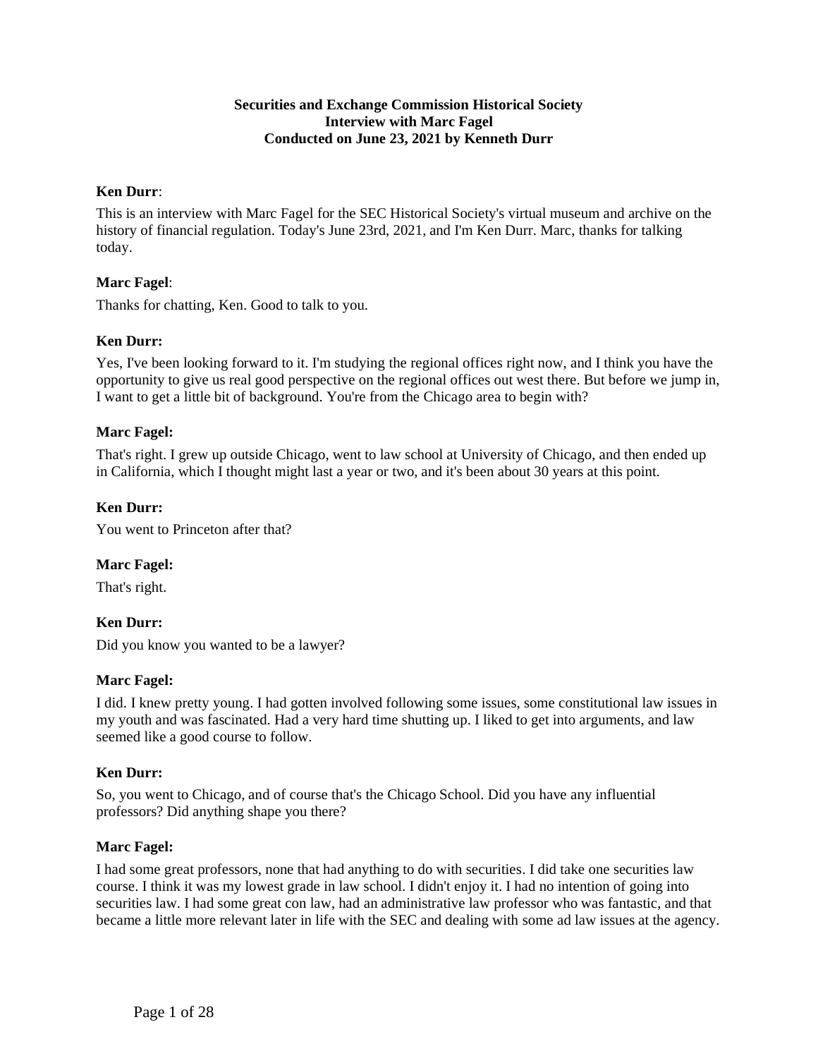**Securities and Exchange Commission Historical Society**
**Interview with Marc Fagel**
**Conducted on June 23, 2021 by Kenneth Durr**

**Ken Durr**:

This is an interview with Marc Fagel for the SEC Historical Society's virtual museum and archive on the history of financial regulation. Today's June 23rd, 2021, and I'm Ken Durr. Marc, thanks for talking today.

**Marc Fagel**:

Thanks for chatting, Ken. Good to talk to you.

**Ken Durr:**

Yes, I've been looking forward to it. I'm studying the regional offices right now, and I think you have the opportunity to give us real good perspective on the regional offices out west there. But before we jump in, I want to get a little bit of background. You're from the Chicago area to begin with?

**Marc Fagel:**

That's right. I grew up outside Chicago, went to law school at University of Chicago, and then ended up in California, which I thought might last a year or two, and it's been about 30 years at this point.

**Ken Durr:**

You went to Princeton after that?

**Marc Fagel:**

That's right.

**Ken Durr:**

Did you know you wanted to be a lawyer?

**Marc Fagel:**

I did. I knew pretty young. I had gotten involved following some issues, some constitutional law issues in my youth and was fascinated. Had a very hard time shutting up. I liked to get into arguments, and law seemed like a good course to follow.

**Ken Durr:**

So, you went to Chicago, and of course that's the Chicago School. Did you have any influential professors? Did anything shape you there?

**Marc Fagel:**

I had some great professors, none that had anything to do with securities. I did take one securities law course. I think it was my lowest grade in law school. I didn't enjoy it. I had no intention of going into securities law. I had some great con law, had an administrative law professor who was fantastic, and that became a little more relevant later in life with the SEC and dealing with some ad law issues at the agency.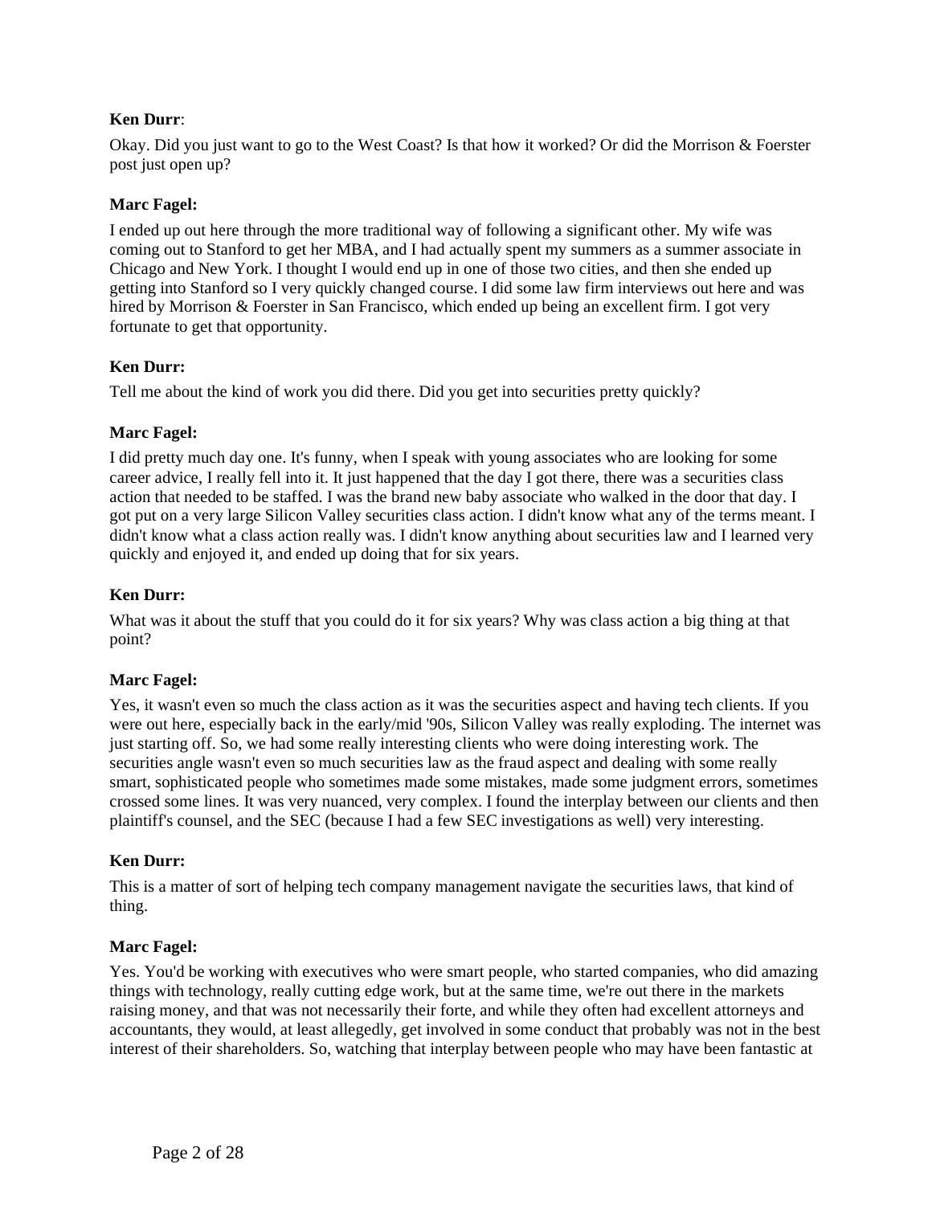**Ken Durr**:

Okay. Did you just want to go to the West Coast? Is that how it worked? Or did the Morrison & Foerster post just open up?

**Marc Fagel:**

I ended up out here through the more traditional way of following a significant other. My wife was coming out to Stanford to get her MBA, and I had actually spent my summers as a summer associate in Chicago and New York. I thought I would end up in one of those two cities, and then she ended up getting into Stanford so I very quickly changed course. I did some law firm interviews out here and was hired by Morrison & Foerster in San Francisco, which ended up being an excellent firm. I got very fortunate to get that opportunity.

**Ken Durr:**

Tell me about the kind of work you did there. Did you get into securities pretty quickly?

**Marc Fagel:**

I did pretty much day one. It's funny, when I speak with young associates who are looking for some career advice, I really fell into it. It just happened that the day I got there, there was a securities class action that needed to be staffed. I was the brand new baby associate who walked in the door that day. I got put on a very large Silicon Valley securities class action. I didn't know what any of the terms meant. I didn't know what a class action really was. I didn't know anything about securities law and I learned very quickly and enjoyed it, and ended up doing that for six years.

**Ken Durr:**

What was it about the stuff that you could do it for six years? Why was class action a big thing at that point?

**Marc Fagel:**

Yes, it wasn't even so much the class action as it was the securities aspect and having tech clients. If you were out here, especially back in the early/mid '90s, Silicon Valley was really exploding. The internet was just starting off. So, we had some really interesting clients who were doing interesting work. The securities angle wasn't even so much securities law as the fraud aspect and dealing with some really smart, sophisticated people who sometimes made some mistakes, made some judgment errors, sometimes crossed some lines. It was very nuanced, very complex. I found the interplay between our clients and then plaintiff's counsel, and the SEC (because I had a few SEC investigations as well) very interesting.

**Ken Durr:**

This is a matter of sort of helping tech company management navigate the securities laws, that kind of thing.

**Marc Fagel:**

Yes. You'd be working with executives who were smart people, who started companies, who did amazing things with technology, really cutting edge work, but at the same time, we're out there in the markets raising money, and that was not necessarily their forte, and while they often had excellent attorneys and accountants, they would, at least allegedly, get involved in some conduct that probably was not in the best interest of their shareholders. So, watching that interplay between people who may have been fantastic at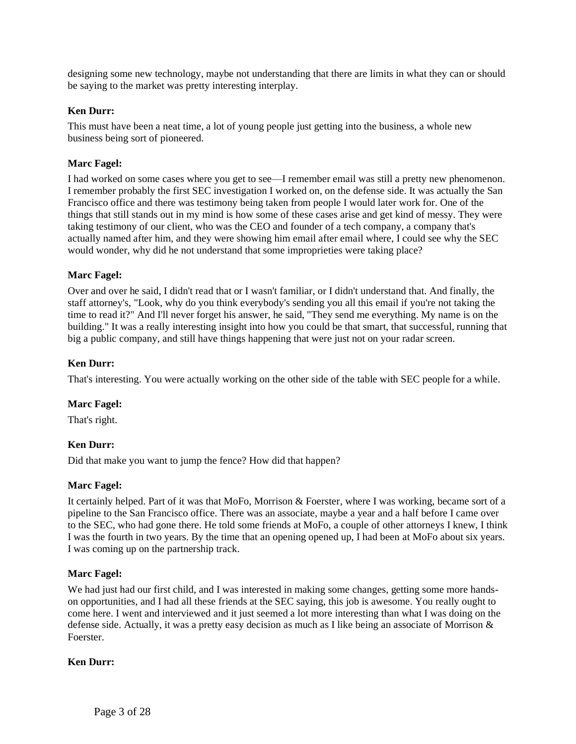designing some new technology, maybe not understanding that there are limits in what they can or should be saying to the market was pretty interesting interplay.

**Ken Durr:**

This must have been a neat time, a lot of young people just getting into the business, a whole new business being sort of pioneered.

**Marc Fagel:**

I had worked on some cases where you get to see—I remember email was still a pretty new phenomenon. I remember probably the first SEC investigation I worked on, on the defense side. It was actually the San Francisco office and there was testimony being taken from people I would later work for. One of the things that still stands out in my mind is how some of these cases arise and get kind of messy. They were taking testimony of our client, who was the CEO and founder of a tech company, a company that's actually named after him, and they were showing him email after email where, I could see why the SEC would wonder, why did he not understand that some improprieties were taking place?

**Marc Fagel:**

Over and over he said, I didn't read that or I wasn't familiar, or I didn't understand that. And finally, the staff attorney's, "Look, why do you think everybody's sending you all this email if you're not taking the time to read it?" And I'll never forget his answer, he said, "They send me everything. My name is on the building." It was a really interesting insight into how you could be that smart, that successful, running that big a public company, and still have things happening that were just not on your radar screen.

**Ken Durr:**

That's interesting. You were actually working on the other side of the table with SEC people for a while.

**Marc Fagel:**

That's right.

**Ken Durr:**

Did that make you want to jump the fence? How did that happen?

**Marc Fagel:**

It certainly helped. Part of it was that MoFo, Morrison & Foerster, where I was working, became sort of a pipeline to the San Francisco office. There was an associate, maybe a year and a half before I came over to the SEC, who had gone there. He told some friends at MoFo, a couple of other attorneys I knew, I think I was the fourth in two years. By the time that an opening opened up, I had been at MoFo about six years. I was coming up on the partnership track.

**Marc Fagel:**

We had just had our first child, and I was interested in making some changes, getting some more hands-on opportunities, and I had all these friends at the SEC saying, this job is awesome. You really ought to come here. I went and interviewed and it just seemed a lot more interesting than what I was doing on the defense side. Actually, it was a pretty easy decision as much as I like being an associate of Morrison & Foerster.

**Ken Durr:**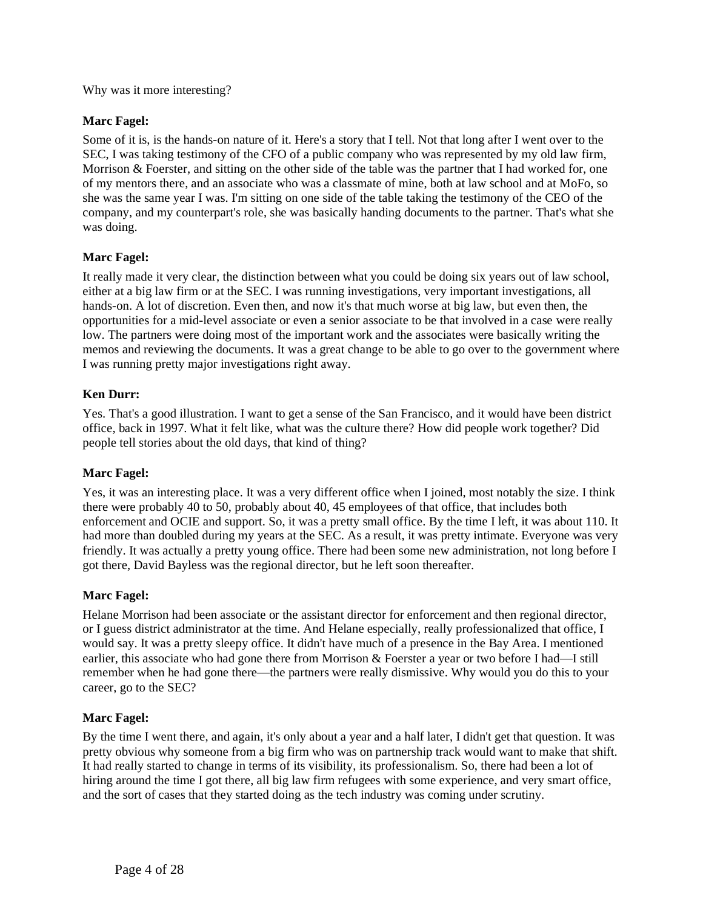Why was it more interesting?

**Marc Fagel:**

Some of it is, is the hands-on nature of it. Here's a story that I tell. Not that long after I went over to the SEC, I was taking testimony of the CFO of a public company who was represented by my old law firm, Morrison & Foerster, and sitting on the other side of the table was the partner that I had worked for, one of my mentors there, and an associate who was a classmate of mine, both at law school and at MoFo, so she was the same year I was. I'm sitting on one side of the table taking the testimony of the CEO of the company, and my counterpart's role, she was basically handing documents to the partner. That's what she was doing.

**Marc Fagel:**

It really made it very clear, the distinction between what you could be doing six years out of law school, either at a big law firm or at the SEC. I was running investigations, very important investigations, all hands-on. A lot of discretion. Even then, and now it's that much worse at big law, but even then, the opportunities for a mid-level associate or even a senior associate to be that involved in a case were really low. The partners were doing most of the important work and the associates were basically writing the memos and reviewing the documents. It was a great change to be able to go over to the government where I was running pretty major investigations right away.

**Ken Durr:**

Yes. That's a good illustration. I want to get a sense of the San Francisco, and it would have been district office, back in 1997. What it felt like, what was the culture there? How did people work together? Did people tell stories about the old days, that kind of thing?

**Marc Fagel:**

Yes, it was an interesting place. It was a very different office when I joined, most notably the size. I think there were probably 40 to 50, probably about 40, 45 employees of that office, that includes both enforcement and OCIE and support. So, it was a pretty small office. By the time I left, it was about 110. It had more than doubled during my years at the SEC. As a result, it was pretty intimate. Everyone was very friendly. It was actually a pretty young office. There had been some new administration, not long before I got there, David Bayless was the regional director, but he left soon thereafter.

**Marc Fagel:**

Helane Morrison had been associate or the assistant director for enforcement and then regional director, or I guess district administrator at the time. And Helane especially, really professionalized that office, I would say. It was a pretty sleepy office. It didn't have much of a presence in the Bay Area. I mentioned earlier, this associate who had gone there from Morrison & Foerster a year or two before I had—I still remember when he had gone there—the partners were really dismissive. Why would you do this to your career, go to the SEC?

**Marc Fagel:**

By the time I went there, and again, it's only about a year and a half later, I didn't get that question. It was pretty obvious why someone from a big firm who was on partnership track would want to make that shift. It had really started to change in terms of its visibility, its professionalism. So, there had been a lot of hiring around the time I got there, all big law firm refugees with some experience, and very smart office, and the sort of cases that they started doing as the tech industry was coming under scrutiny.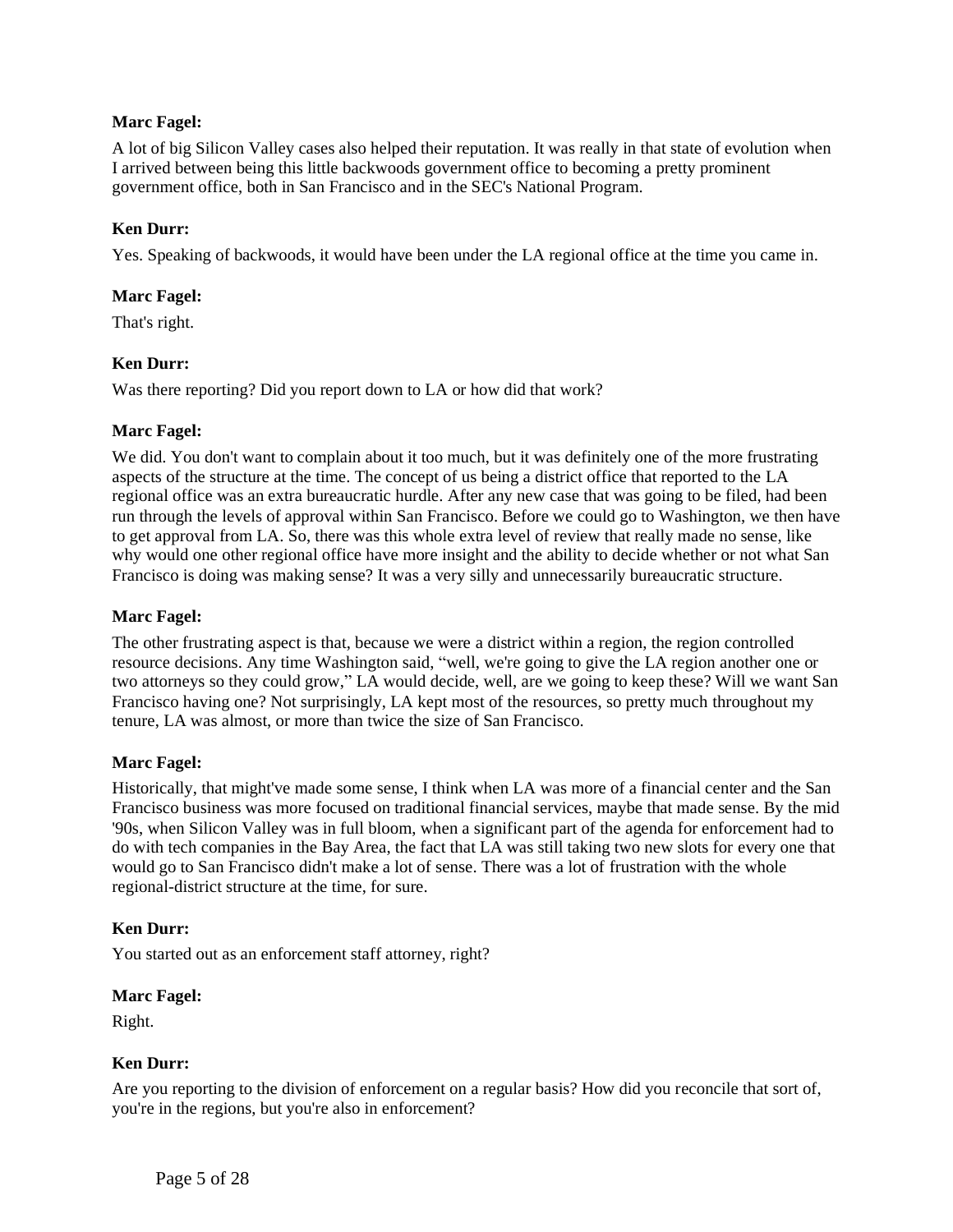**Marc Fagel:**

A lot of big Silicon Valley cases also helped their reputation. It was really in that state of evolution when I arrived between being this little backwoods government office to becoming a pretty prominent government office, both in San Francisco and in the SEC's National Program.

**Ken Durr:**

Yes. Speaking of backwoods, it would have been under the LA regional office at the time you came in.

**Marc Fagel:**

That's right.

**Ken Durr:**

Was there reporting? Did you report down to LA or how did that work?

**Marc Fagel:**

We did. You don't want to complain about it too much, but it was definitely one of the more frustrating aspects of the structure at the time. The concept of us being a district office that reported to the LA regional office was an extra bureaucratic hurdle. After any new case that was going to be filed, had been run through the levels of approval within San Francisco. Before we could go to Washington, we then have to get approval from LA. So, there was this whole extra level of review that really made no sense, like why would one other regional office have more insight and the ability to decide whether or not what San Francisco is doing was making sense? It was a very silly and unnecessarily bureaucratic structure.

**Marc Fagel:**

The other frustrating aspect is that, because we were a district within a region, the region controlled resource decisions. Any time Washington said, "well, we're going to give the LA region another one or two attorneys so they could grow," LA would decide, well, are we going to keep these? Will we want San Francisco having one? Not surprisingly, LA kept most of the resources, so pretty much throughout my tenure, LA was almost, or more than twice the size of San Francisco.

**Marc Fagel:**

Historically, that might've made some sense, I think when LA was more of a financial center and the San Francisco business was more focused on traditional financial services, maybe that made sense. By the mid '90s, when Silicon Valley was in full bloom, when a significant part of the agenda for enforcement had to do with tech companies in the Bay Area, the fact that LA was still taking two new slots for every one that would go to San Francisco didn't make a lot of sense. There was a lot of frustration with the whole regional-district structure at the time, for sure.

**Ken Durr:**

You started out as an enforcement staff attorney, right?

**Marc Fagel:**

Right.

**Ken Durr:**

Are you reporting to the division of enforcement on a regular basis? How did you reconcile that sort of, you're in the regions, but you're also in enforcement?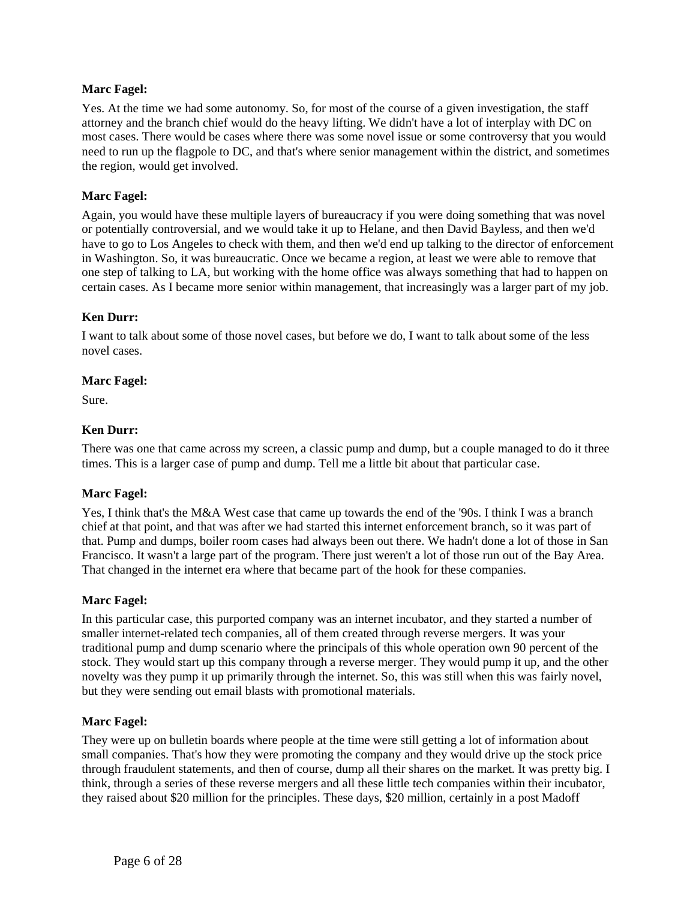**Marc Fagel:**

Yes. At the time we had some autonomy. So, for most of the course of a given investigation, the staff attorney and the branch chief would do the heavy lifting. We didn't have a lot of interplay with DC on most cases. There would be cases where there was some novel issue or some controversy that you would need to run up the flagpole to DC, and that's where senior management within the district, and sometimes the region, would get involved.

**Marc Fagel:**

Again, you would have these multiple layers of bureaucracy if you were doing something that was novel or potentially controversial, and we would take it up to Helane, and then David Bayless, and then we'd have to go to Los Angeles to check with them, and then we'd end up talking to the director of enforcement in Washington. So, it was bureaucratic. Once we became a region, at least we were able to remove that one step of talking to LA, but working with the home office was always something that had to happen on certain cases. As I became more senior within management, that increasingly was a larger part of my job.

**Ken Durr:**

I want to talk about some of those novel cases, but before we do, I want to talk about some of the less novel cases.

**Marc Fagel:**

Sure.

**Ken Durr:**

There was one that came across my screen, a classic pump and dump, but a couple managed to do it three times. This is a larger case of pump and dump. Tell me a little bit about that particular case.

**Marc Fagel:**

Yes, I think that's the M&A West case that came up towards the end of the '90s. I think I was a branch chief at that point, and that was after we had started this internet enforcement branch, so it was part of that. Pump and dumps, boiler room cases had always been out there. We hadn't done a lot of those in San Francisco. It wasn't a large part of the program. There just weren't a lot of those run out of the Bay Area. That changed in the internet era where that became part of the hook for these companies.

**Marc Fagel:**

In this particular case, this purported company was an internet incubator, and they started a number of smaller internet-related tech companies, all of them created through reverse mergers. It was your traditional pump and dump scenario where the principals of this whole operation own 90 percent of the stock. They would start up this company through a reverse merger. They would pump it up, and the other novelty was they pump it up primarily through the internet. So, this was still when this was fairly novel, but they were sending out email blasts with promotional materials.

**Marc Fagel:**

They were up on bulletin boards where people at the time were still getting a lot of information about small companies. That's how they were promoting the company and they would drive up the stock price through fraudulent statements, and then of course, dump all their shares on the market. It was pretty big. I think, through a series of these reverse mergers and all these little tech companies within their incubator, they raised about $20 million for the principles. These days, $20 million, certainly in a post Madoff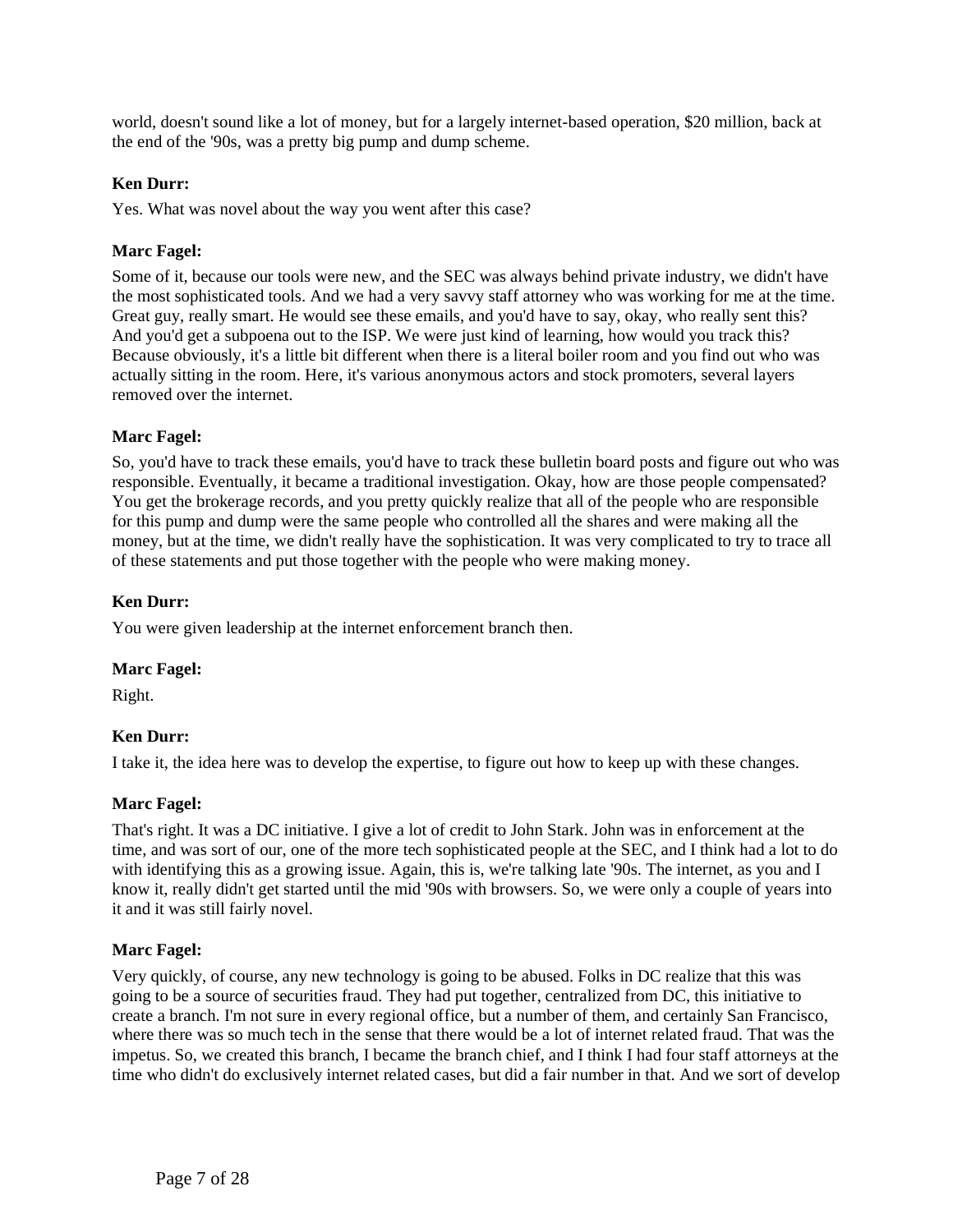world, doesn't sound like a lot of money, but for a largely internet-based operation, $20 million, back at the end of the '90s, was a pretty big pump and dump scheme.

**Ken Durr:**

Yes. What was novel about the way you went after this case?

**Marc Fagel:**

Some of it, because our tools were new, and the SEC was always behind private industry, we didn't have the most sophisticated tools. And we had a very savvy staff attorney who was working for me at the time. Great guy, really smart. He would see these emails, and you'd have to say, okay, who really sent this? And you'd get a subpoena out to the ISP. We were just kind of learning, how would you track this? Because obviously, it's a little bit different when there is a literal boiler room and you find out who was actually sitting in the room. Here, it's various anonymous actors and stock promoters, several layers removed over the internet.

**Marc Fagel:**

So, you'd have to track these emails, you'd have to track these bulletin board posts and figure out who was responsible. Eventually, it became a traditional investigation. Okay, how are those people compensated? You get the brokerage records, and you pretty quickly realize that all of the people who are responsible for this pump and dump were the same people who controlled all the shares and were making all the money, but at the time, we didn't really have the sophistication. It was very complicated to try to trace all of these statements and put those together with the people who were making money.

**Ken Durr:**

You were given leadership at the internet enforcement branch then.

**Marc Fagel:**

Right.

**Ken Durr:**

I take it, the idea here was to develop the expertise, to figure out how to keep up with these changes.

**Marc Fagel:**

That's right. It was a DC initiative. I give a lot of credit to John Stark. John was in enforcement at the time, and was sort of our, one of the more tech sophisticated people at the SEC, and I think had a lot to do with identifying this as a growing issue. Again, this is, we're talking late '90s. The internet, as you and I know it, really didn't get started until the mid '90s with browsers. So, we were only a couple of years into it and it was still fairly novel.

**Marc Fagel:**

Very quickly, of course, any new technology is going to be abused. Folks in DC realize that this was going to be a source of securities fraud. They had put together, centralized from DC, this initiative to create a branch. I'm not sure in every regional office, but a number of them, and certainly San Francisco, where there was so much tech in the sense that there would be a lot of internet related fraud. That was the impetus. So, we created this branch, I became the branch chief, and I think I had four staff attorneys at the time who didn't do exclusively internet related cases, but did a fair number in that. And we sort of develop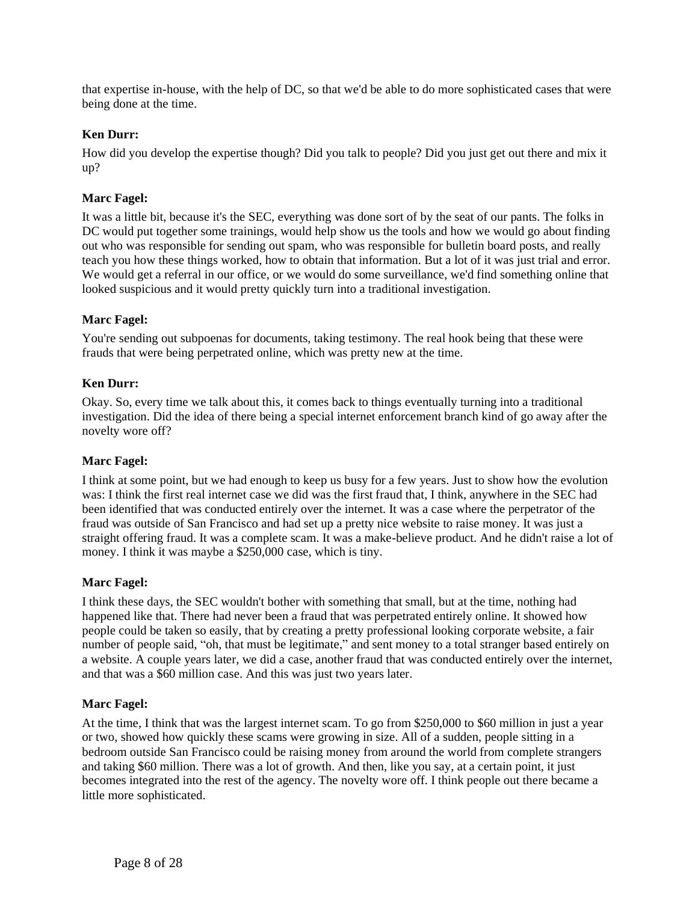that expertise in-house, with the help of DC, so that we'd be able to do more sophisticated cases that were being done at the time.

**Ken Durr:**

How did you develop the expertise though? Did you talk to people? Did you just get out there and mix it up?

**Marc Fagel:**

It was a little bit, because it's the SEC, everything was done sort of by the seat of our pants. The folks in DC would put together some trainings, would help show us the tools and how we would go about finding out who was responsible for sending out spam, who was responsible for bulletin board posts, and really teach you how these things worked, how to obtain that information. But a lot of it was just trial and error. We would get a referral in our office, or we would do some surveillance, we'd find something online that looked suspicious and it would pretty quickly turn into a traditional investigation.

**Marc Fagel:**

You're sending out subpoenas for documents, taking testimony. The real hook being that these were frauds that were being perpetrated online, which was pretty new at the time.

**Ken Durr:**

Okay. So, every time we talk about this, it comes back to things eventually turning into a traditional investigation. Did the idea of there being a special internet enforcement branch kind of go away after the novelty wore off?

**Marc Fagel:**

I think at some point, but we had enough to keep us busy for a few years. Just to show how the evolution was: I think the first real internet case we did was the first fraud that, I think, anywhere in the SEC had been identified that was conducted entirely over the internet. It was a case where the perpetrator of the fraud was outside of San Francisco and had set up a pretty nice website to raise money. It was just a straight offering fraud. It was a complete scam. It was a make-believe product. And he didn't raise a lot of money. I think it was maybe a $250,000 case, which is tiny.

**Marc Fagel:**

I think these days, the SEC wouldn't bother with something that small, but at the time, nothing had happened like that. There had never been a fraud that was perpetrated entirely online. It showed how people could be taken so easily, that by creating a pretty professional looking corporate website, a fair number of people said, "oh, that must be legitimate," and sent money to a total stranger based entirely on a website. A couple years later, we did a case, another fraud that was conducted entirely over the internet, and that was a $60 million case. And this was just two years later.

**Marc Fagel:**

At the time, I think that was the largest internet scam. To go from $250,000 to $60 million in just a year or two, showed how quickly these scams were growing in size. All of a sudden, people sitting in a bedroom outside San Francisco could be raising money from around the world from complete strangers and taking $60 million. There was a lot of growth. And then, like you say, at a certain point, it just becomes integrated into the rest of the agency. The novelty wore off. I think people out there became a little more sophisticated.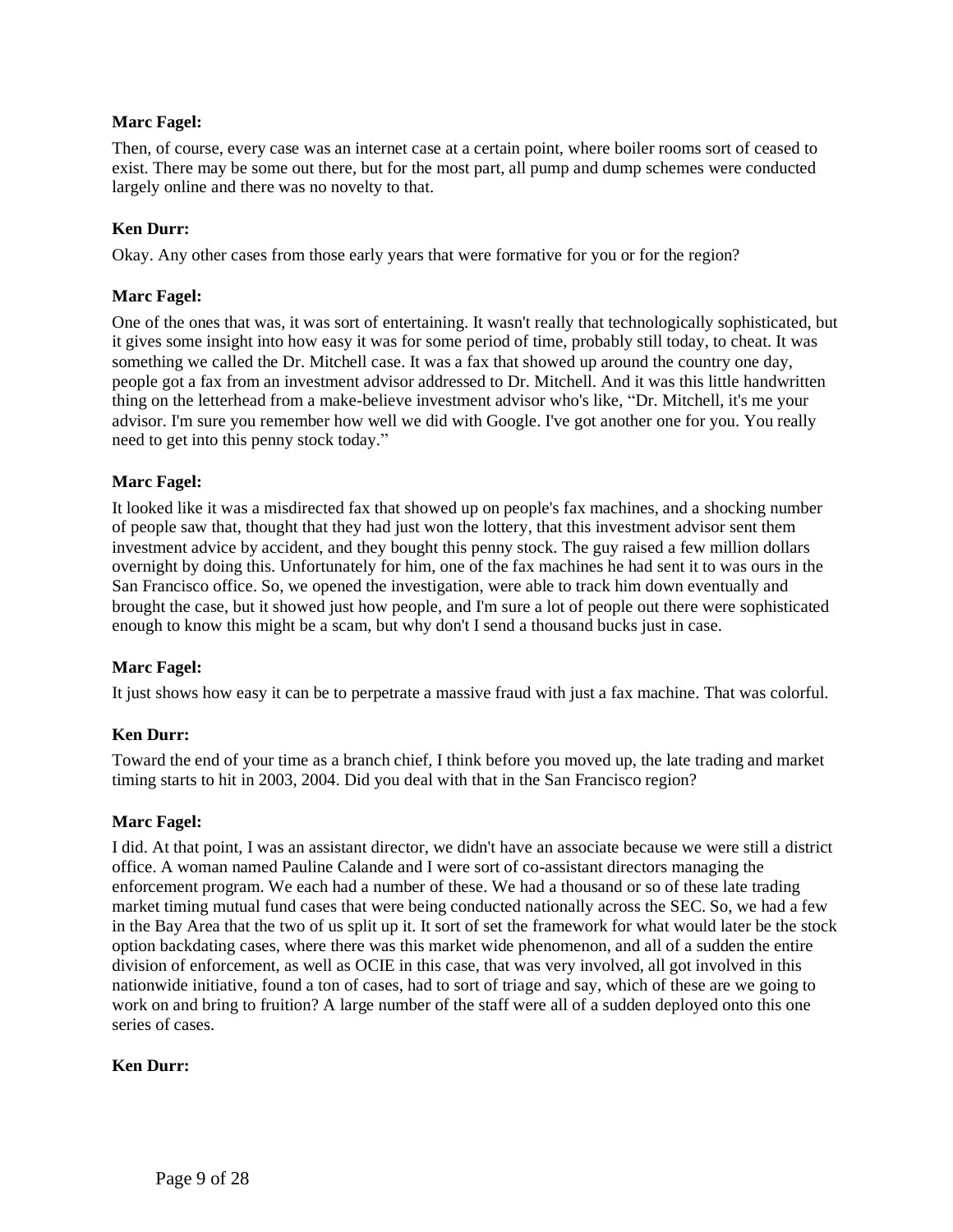**Marc Fagel:**

Then, of course, every case was an internet case at a certain point, where boiler rooms sort of ceased to exist. There may be some out there, but for the most part, all pump and dump schemes were conducted largely online and there was no novelty to that.

**Ken Durr:**

Okay. Any other cases from those early years that were formative for you or for the region?

**Marc Fagel:**

One of the ones that was, it was sort of entertaining. It wasn't really that technologically sophisticated, but it gives some insight into how easy it was for some period of time, probably still today, to cheat. It was something we called the Dr. Mitchell case. It was a fax that showed up around the country one day, people got a fax from an investment advisor addressed to Dr. Mitchell. And it was this little handwritten thing on the letterhead from a make-believe investment advisor who's like, "Dr. Mitchell, it's me your advisor. I'm sure you remember how well we did with Google. I've got another one for you. You really need to get into this penny stock today."

**Marc Fagel:**

It looked like it was a misdirected fax that showed up on people's fax machines, and a shocking number of people saw that, thought that they had just won the lottery, that this investment advisor sent them investment advice by accident, and they bought this penny stock. The guy raised a few million dollars overnight by doing this. Unfortunately for him, one of the fax machines he had sent it to was ours in the San Francisco office. So, we opened the investigation, were able to track him down eventually and brought the case, but it showed just how people, and I'm sure a lot of people out there were sophisticated enough to know this might be a scam, but why don't I send a thousand bucks just in case.

**Marc Fagel:**

It just shows how easy it can be to perpetrate a massive fraud with just a fax machine. That was colorful.

**Ken Durr:**

Toward the end of your time as a branch chief, I think before you moved up, the late trading and market timing starts to hit in 2003, 2004. Did you deal with that in the San Francisco region?

**Marc Fagel:**

I did. At that point, I was an assistant director, we didn't have an associate because we were still a district office. A woman named Pauline Calande and I were sort of co-assistant directors managing the enforcement program. We each had a number of these. We had a thousand or so of these late trading market timing mutual fund cases that were being conducted nationally across the SEC. So, we had a few in the Bay Area that the two of us split up it. It sort of set the framework for what would later be the stock option backdating cases, where there was this market wide phenomenon, and all of a sudden the entire division of enforcement, as well as OCIE in this case, that was very involved, all got involved in this nationwide initiative, found a ton of cases, had to sort of triage and say, which of these are we going to work on and bring to fruition? A large number of the staff were all of a sudden deployed onto this one series of cases.

**Ken Durr:**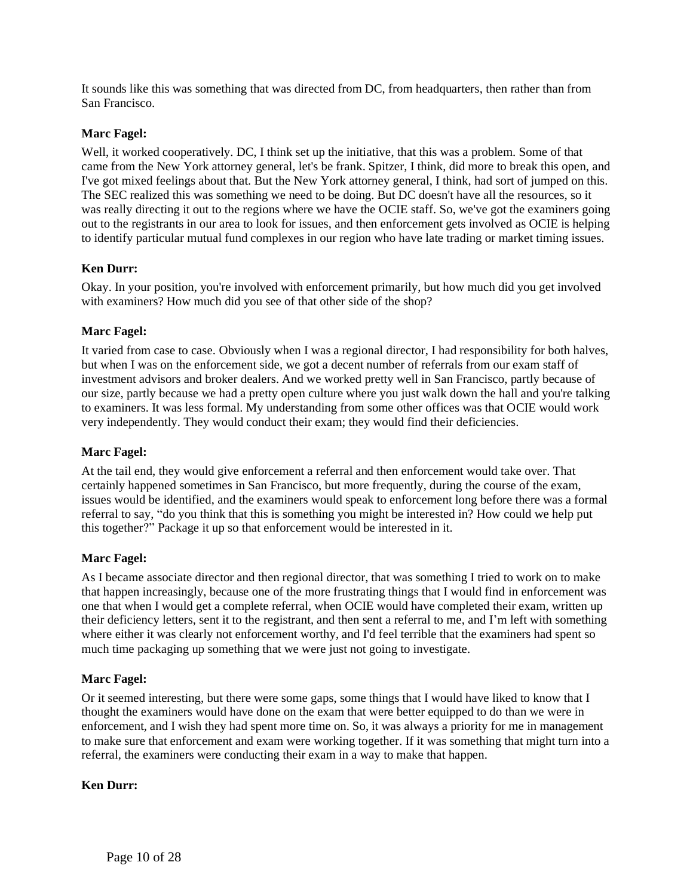It sounds like this was something that was directed from DC, from headquarters, then rather than from San Francisco.

**Marc Fagel:**

Well, it worked cooperatively. DC, I think set up the initiative, that this was a problem. Some of that came from the New York attorney general, let's be frank. Spitzer, I think, did more to break this open, and I've got mixed feelings about that. But the New York attorney general, I think, had sort of jumped on this. The SEC realized this was something we need to be doing. But DC doesn't have all the resources, so it was really directing it out to the regions where we have the OCIE staff. So, we've got the examiners going out to the registrants in our area to look for issues, and then enforcement gets involved as OCIE is helping to identify particular mutual fund complexes in our region who have late trading or market timing issues.

**Ken Durr:**

Okay. In your position, you're involved with enforcement primarily, but how much did you get involved with examiners? How much did you see of that other side of the shop?

**Marc Fagel:**

It varied from case to case. Obviously when I was a regional director, I had responsibility for both halves, but when I was on the enforcement side, we got a decent number of referrals from our exam staff of investment advisors and broker dealers. And we worked pretty well in San Francisco, partly because of our size, partly because we had a pretty open culture where you just walk down the hall and you're talking to examiners. It was less formal. My understanding from some other offices was that OCIE would work very independently. They would conduct their exam; they would find their deficiencies.

**Marc Fagel:**

At the tail end, they would give enforcement a referral and then enforcement would take over. That certainly happened sometimes in San Francisco, but more frequently, during the course of the exam, issues would be identified, and the examiners would speak to enforcement long before there was a formal referral to say, "do you think that this is something you might be interested in? How could we help put this together?" Package it up so that enforcement would be interested in it.

**Marc Fagel:**

As I became associate director and then regional director, that was something I tried to work on to make that happen increasingly, because one of the more frustrating things that I would find in enforcement was one that when I would get a complete referral, when OCIE would have completed their exam, written up their deficiency letters, sent it to the registrant, and then sent a referral to me, and I'm left with something where either it was clearly not enforcement worthy, and I'd feel terrible that the examiners had spent so much time packaging up something that we were just not going to investigate.

**Marc Fagel:**

Or it seemed interesting, but there were some gaps, some things that I would have liked to know that I thought the examiners would have done on the exam that were better equipped to do than we were in enforcement, and I wish they had spent more time on. So, it was always a priority for me in management to make sure that enforcement and exam were working together. If it was something that might turn into a referral, the examiners were conducting their exam in a way to make that happen.

**Ken Durr:**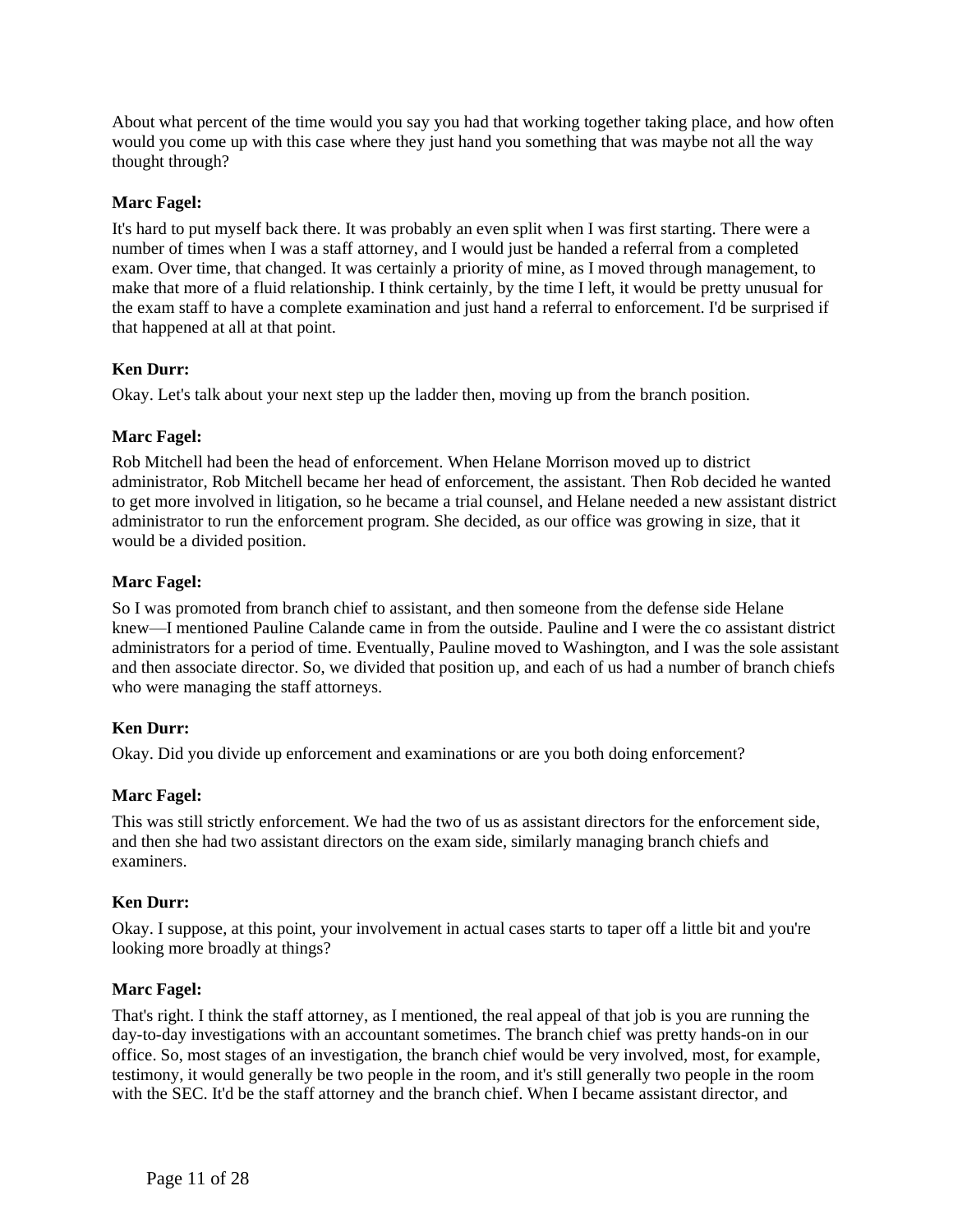About what percent of the time would you say you had that working together taking place, and how often would you come up with this case where they just hand you something that was maybe not all the way thought through?

**Marc Fagel:**

It's hard to put myself back there. It was probably an even split when I was first starting. There were a number of times when I was a staff attorney, and I would just be handed a referral from a completed exam. Over time, that changed. It was certainly a priority of mine, as I moved through management, to make that more of a fluid relationship. I think certainly, by the time I left, it would be pretty unusual for the exam staff to have a complete examination and just hand a referral to enforcement. I'd be surprised if that happened at all at that point.

**Ken Durr:**

Okay. Let's talk about your next step up the ladder then, moving up from the branch position.

**Marc Fagel:**

Rob Mitchell had been the head of enforcement. When Helane Morrison moved up to district administrator, Rob Mitchell became her head of enforcement, the assistant. Then Rob decided he wanted to get more involved in litigation, so he became a trial counsel, and Helane needed a new assistant district administrator to run the enforcement program. She decided, as our office was growing in size, that it would be a divided position.

**Marc Fagel:**

So I was promoted from branch chief to assistant, and then someone from the defense side Helane knew—I mentioned Pauline Calande came in from the outside. Pauline and I were the co assistant district administrators for a period of time. Eventually, Pauline moved to Washington, and I was the sole assistant and then associate director. So, we divided that position up, and each of us had a number of branch chiefs who were managing the staff attorneys.

**Ken Durr:**

Okay. Did you divide up enforcement and examinations or are you both doing enforcement?

**Marc Fagel:**

This was still strictly enforcement. We had the two of us as assistant directors for the enforcement side, and then she had two assistant directors on the exam side, similarly managing branch chiefs and examiners.

**Ken Durr:**

Okay. I suppose, at this point, your involvement in actual cases starts to taper off a little bit and you're looking more broadly at things?

**Marc Fagel:**

That's right. I think the staff attorney, as I mentioned, the real appeal of that job is you are running the day-to-day investigations with an accountant sometimes. The branch chief was pretty hands-on in our office. So, most stages of an investigation, the branch chief would be very involved, most, for example, testimony, it would generally be two people in the room, and it's still generally two people in the room with the SEC. It'd be the staff attorney and the branch chief. When I became assistant director, and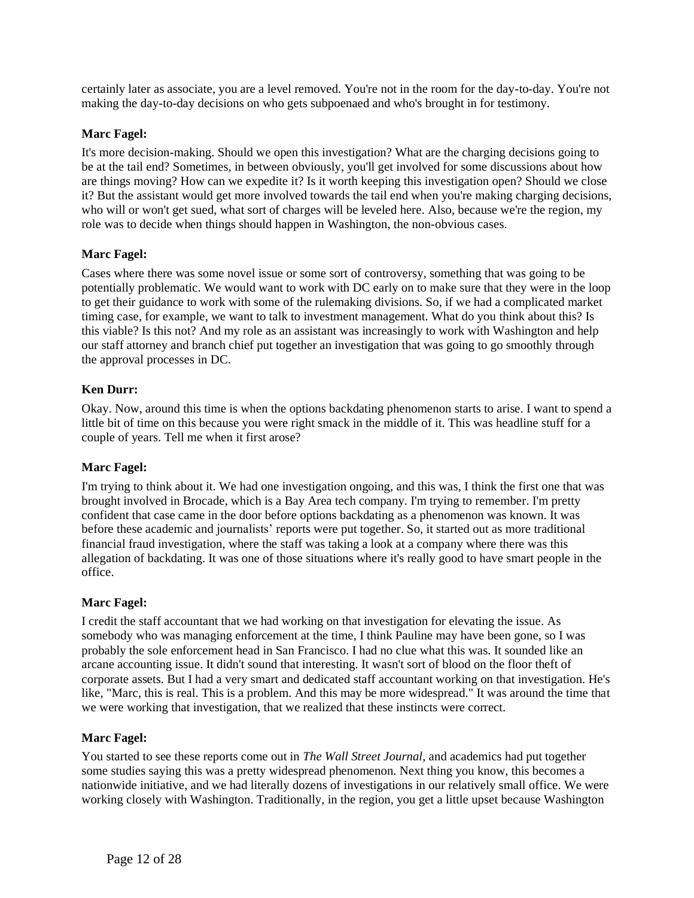certainly later as associate, you are a level removed. You're not in the room for the day-to-day. You're not making the day-to-day decisions on who gets subpoenaed and who's brought in for testimony.

**Marc Fagel:**

It's more decision-making. Should we open this investigation? What are the charging decisions going to be at the tail end? Sometimes, in between obviously, you'll get involved for some discussions about how are things moving? How can we expedite it? Is it worth keeping this investigation open? Should we close it? But the assistant would get more involved towards the tail end when you're making charging decisions, who will or won't get sued, what sort of charges will be leveled here. Also, because we're the region, my role was to decide when things should happen in Washington, the non-obvious cases.

**Marc Fagel:**

Cases where there was some novel issue or some sort of controversy, something that was going to be potentially problematic. We would want to work with DC early on to make sure that they were in the loop to get their guidance to work with some of the rulemaking divisions. So, if we had a complicated market timing case, for example, we want to talk to investment management. What do you think about this? Is this viable? Is this not? And my role as an assistant was increasingly to work with Washington and help our staff attorney and branch chief put together an investigation that was going to go smoothly through the approval processes in DC.

**Ken Durr:**

Okay. Now, around this time is when the options backdating phenomenon starts to arise. I want to spend a little bit of time on this because you were right smack in the middle of it. This was headline stuff for a couple of years. Tell me when it first arose?

**Marc Fagel:**

I'm trying to think about it. We had one investigation ongoing, and this was, I think the first one that was brought involved in Brocade, which is a Bay Area tech company. I'm trying to remember. I'm pretty confident that case came in the door before options backdating as a phenomenon was known. It was before these academic and journalists' reports were put together. So, it started out as more traditional financial fraud investigation, where the staff was taking a look at a company where there was this allegation of backdating. It was one of those situations where it's really good to have smart people in the office.

**Marc Fagel:**

I credit the staff accountant that we had working on that investigation for elevating the issue. As somebody who was managing enforcement at the time, I think Pauline may have been gone, so I was probably the sole enforcement head in San Francisco. I had no clue what this was. It sounded like an arcane accounting issue. It didn't sound that interesting. It wasn't sort of blood on the floor theft of corporate assets. But I had a very smart and dedicated staff accountant working on that investigation. He's like, "Marc, this is real. This is a problem. And this may be more widespread." It was around the time that we were working that investigation, that we realized that these instincts were correct.

**Marc Fagel:**

You started to see these reports come out in *The Wall Street Journal*, and academics had put together some studies saying this was a pretty widespread phenomenon. Next thing you know, this becomes a nationwide initiative, and we had literally dozens of investigations in our relatively small office. We were working closely with Washington. Traditionally, in the region, you get a little upset because Washington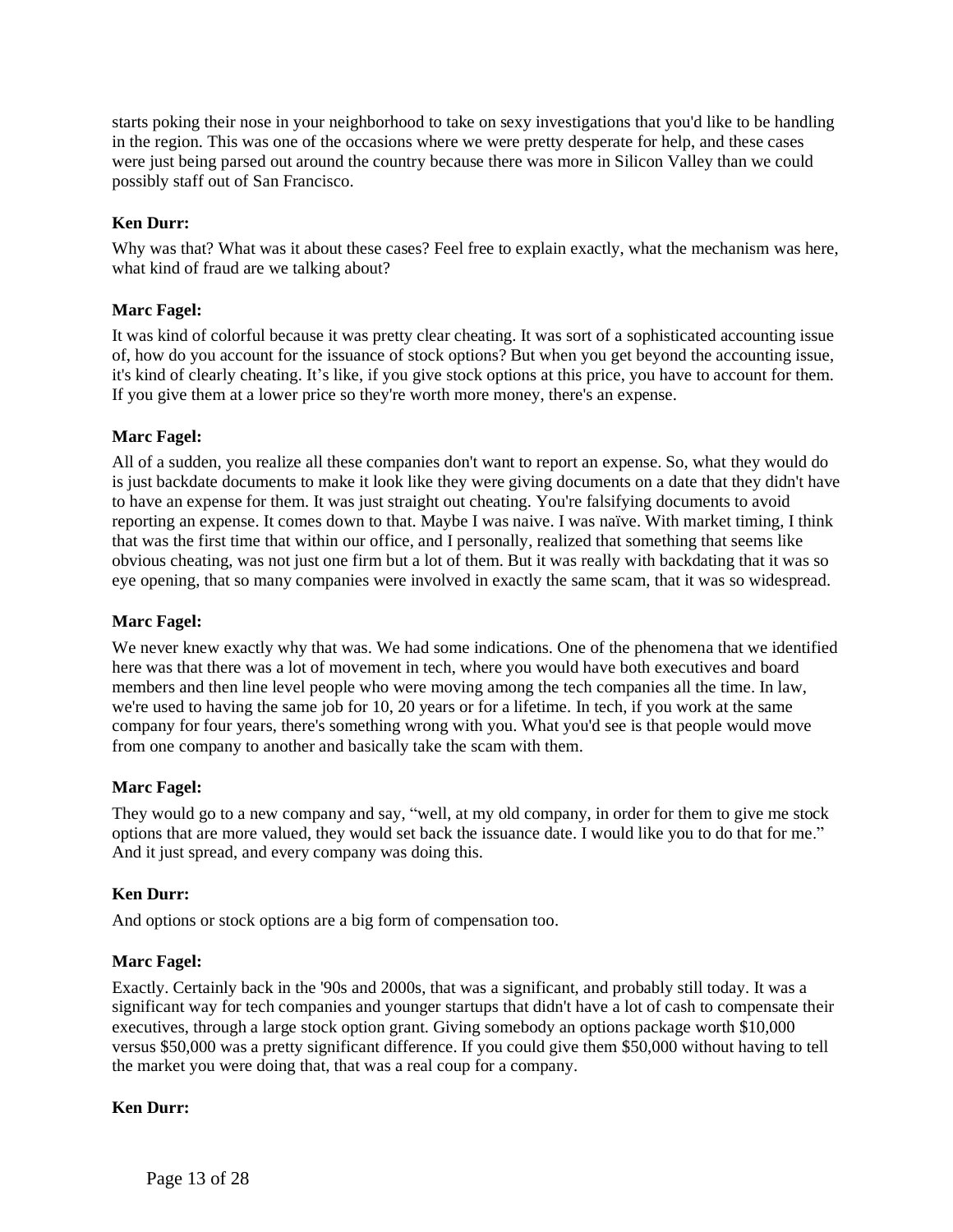starts poking their nose in your neighborhood to take on sexy investigations that you'd like to be handling in the region. This was one of the occasions where we were pretty desperate for help, and these cases were just being parsed out around the country because there was more in Silicon Valley than we could possibly staff out of San Francisco.

**Ken Durr:**

Why was that? What was it about these cases? Feel free to explain exactly, what the mechanism was here, what kind of fraud are we talking about?

**Marc Fagel:**

It was kind of colorful because it was pretty clear cheating. It was sort of a sophisticated accounting issue of, how do you account for the issuance of stock options? But when you get beyond the accounting issue, it's kind of clearly cheating. It's like, if you give stock options at this price, you have to account for them. If you give them at a lower price so they're worth more money, there's an expense.

**Marc Fagel:**

All of a sudden, you realize all these companies don't want to report an expense. So, what they would do is just backdate documents to make it look like they were giving documents on a date that they didn't have to have an expense for them. It was just straight out cheating. You're falsifying documents to avoid reporting an expense. It comes down to that. Maybe I was naive. I was naïve. With market timing, I think that was the first time that within our office, and I personally, realized that something that seems like obvious cheating, was not just one firm but a lot of them. But it was really with backdating that it was so eye opening, that so many companies were involved in exactly the same scam, that it was so widespread.

**Marc Fagel:**

We never knew exactly why that was. We had some indications. One of the phenomena that we identified here was that there was a lot of movement in tech, where you would have both executives and board members and then line level people who were moving among the tech companies all the time. In law, we're used to having the same job for 10, 20 years or for a lifetime. In tech, if you work at the same company for four years, there's something wrong with you. What you'd see is that people would move from one company to another and basically take the scam with them.

**Marc Fagel:**

They would go to a new company and say, "well, at my old company, in order for them to give me stock options that are more valued, they would set back the issuance date. I would like you to do that for me." And it just spread, and every company was doing this.

**Ken Durr:**

And options or stock options are a big form of compensation too.

**Marc Fagel:**

Exactly. Certainly back in the '90s and 2000s, that was a significant, and probably still today. It was a significant way for tech companies and younger startups that didn't have a lot of cash to compensate their executives, through a large stock option grant. Giving somebody an options package worth $10,000 versus $50,000 was a pretty significant difference. If you could give them $50,000 without having to tell the market you were doing that, that was a real coup for a company.

**Ken Durr:**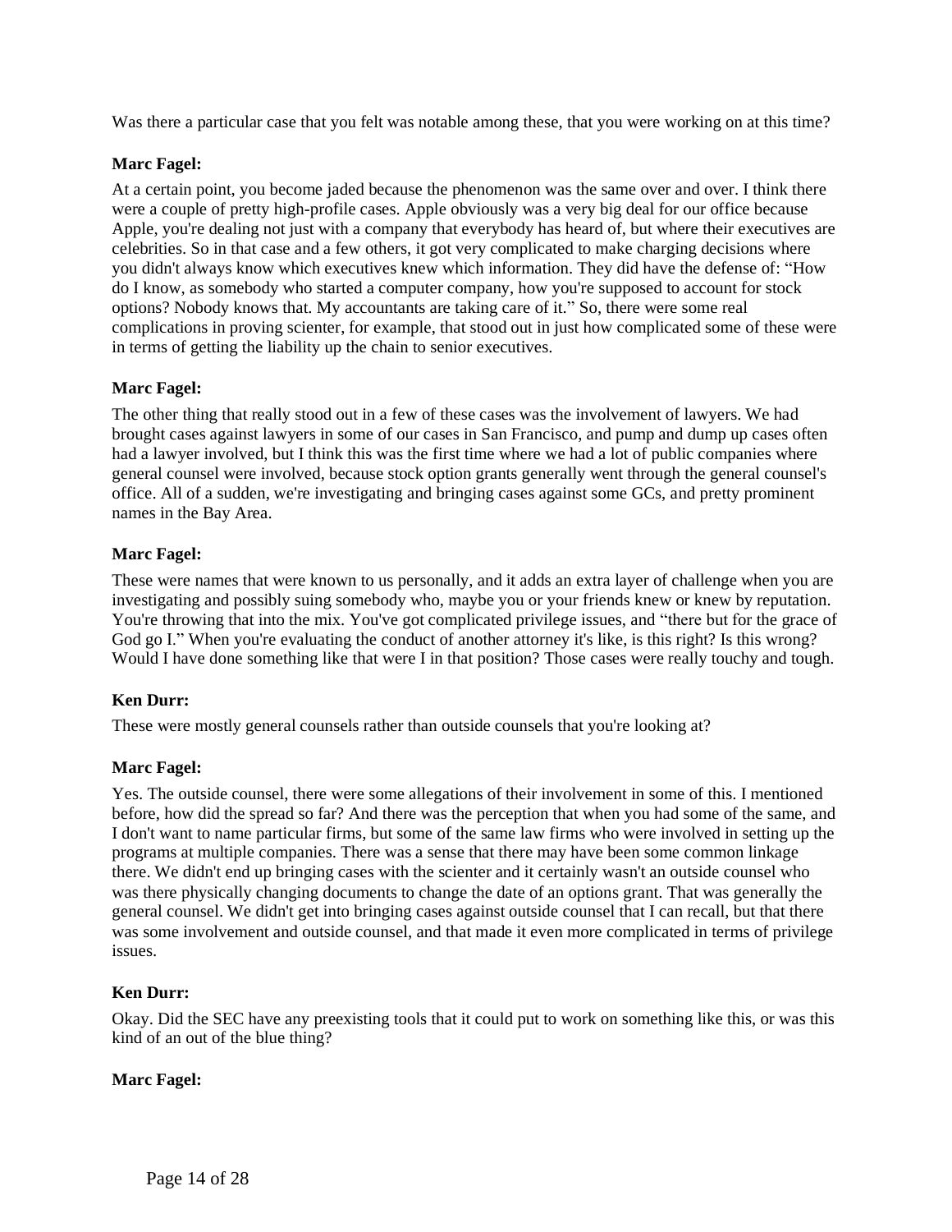Was there a particular case that you felt was notable among these, that you were working on at this time?

**Marc Fagel:**

At a certain point, you become jaded because the phenomenon was the same over and over. I think there were a couple of pretty high-profile cases. Apple obviously was a very big deal for our office because Apple, you're dealing not just with a company that everybody has heard of, but where their executives are celebrities. So in that case and a few others, it got very complicated to make charging decisions where you didn't always know which executives knew which information. They did have the defense of: "How do I know, as somebody who started a computer company, how you're supposed to account for stock options? Nobody knows that. My accountants are taking care of it." So, there were some real complications in proving scienter, for example, that stood out in just how complicated some of these were in terms of getting the liability up the chain to senior executives.

**Marc Fagel:**

The other thing that really stood out in a few of these cases was the involvement of lawyers. We had brought cases against lawyers in some of our cases in San Francisco, and pump and dump up cases often had a lawyer involved, but I think this was the first time where we had a lot of public companies where general counsel were involved, because stock option grants generally went through the general counsel's office. All of a sudden, we're investigating and bringing cases against some GCs, and pretty prominent names in the Bay Area.

**Marc Fagel:**

These were names that were known to us personally, and it adds an extra layer of challenge when you are investigating and possibly suing somebody who, maybe you or your friends knew or knew by reputation. You're throwing that into the mix. You've got complicated privilege issues, and "there but for the grace of God go I." When you're evaluating the conduct of another attorney it's like, is this right? Is this wrong? Would I have done something like that were I in that position? Those cases were really touchy and tough.

**Ken Durr:**

These were mostly general counsels rather than outside counsels that you're looking at?

**Marc Fagel:**

Yes. The outside counsel, there were some allegations of their involvement in some of this. I mentioned before, how did the spread so far? And there was the perception that when you had some of the same, and I don't want to name particular firms, but some of the same law firms who were involved in setting up the programs at multiple companies. There was a sense that there may have been some common linkage there. We didn't end up bringing cases with the scienter and it certainly wasn't an outside counsel who was there physically changing documents to change the date of an options grant. That was generally the general counsel. We didn't get into bringing cases against outside counsel that I can recall, but that there was some involvement and outside counsel, and that made it even more complicated in terms of privilege issues.

**Ken Durr:**

Okay. Did the SEC have any preexisting tools that it could put to work on something like this, or was this kind of an out of the blue thing?

**Marc Fagel:**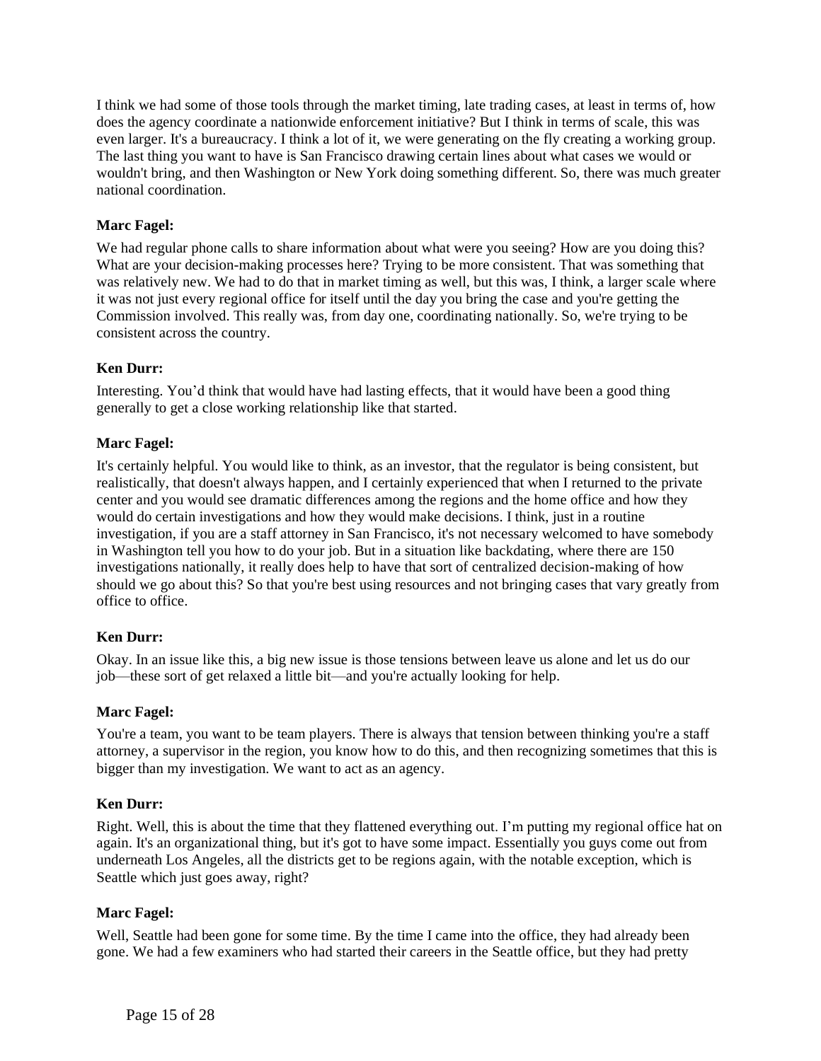I think we had some of those tools through the market timing, late trading cases, at least in terms of, how does the agency coordinate a nationwide enforcement initiative? But I think in terms of scale, this was even larger. It's a bureaucracy. I think a lot of it, we were generating on the fly creating a working group. The last thing you want to have is San Francisco drawing certain lines about what cases we would or wouldn't bring, and then Washington or New York doing something different. So, there was much greater national coordination.

**Marc Fagel:**

We had regular phone calls to share information about what were you seeing? How are you doing this? What are your decision-making processes here? Trying to be more consistent. That was something that was relatively new. We had to do that in market timing as well, but this was, I think, a larger scale where it was not just every regional office for itself until the day you bring the case and you're getting the Commission involved. This really was, from day one, coordinating nationally. So, we're trying to be consistent across the country.

**Ken Durr:**

Interesting. You'd think that would have had lasting effects, that it would have been a good thing generally to get a close working relationship like that started.

**Marc Fagel:**

It's certainly helpful. You would like to think, as an investor, that the regulator is being consistent, but realistically, that doesn't always happen, and I certainly experienced that when I returned to the private center and you would see dramatic differences among the regions and the home office and how they would do certain investigations and how they would make decisions. I think, just in a routine investigation, if you are a staff attorney in San Francisco, it's not necessary welcomed to have somebody in Washington tell you how to do your job. But in a situation like backdating, where there are 150 investigations nationally, it really does help to have that sort of centralized decision-making of how should we go about this? So that you're best using resources and not bringing cases that vary greatly from office to office.

**Ken Durr:**

Okay. In an issue like this, a big new issue is those tensions between leave us alone and let us do our job—these sort of get relaxed a little bit—and you're actually looking for help.

**Marc Fagel:**

You're a team, you want to be team players. There is always that tension between thinking you're a staff attorney, a supervisor in the region, you know how to do this, and then recognizing sometimes that this is bigger than my investigation. We want to act as an agency.

**Ken Durr:**

Right. Well, this is about the time that they flattened everything out. I'm putting my regional office hat on again. It's an organizational thing, but it's got to have some impact. Essentially you guys come out from underneath Los Angeles, all the districts get to be regions again, with the notable exception, which is Seattle which just goes away, right?

**Marc Fagel:**

Well, Seattle had been gone for some time. By the time I came into the office, they had already been gone. We had a few examiners who had started their careers in the Seattle office, but they had pretty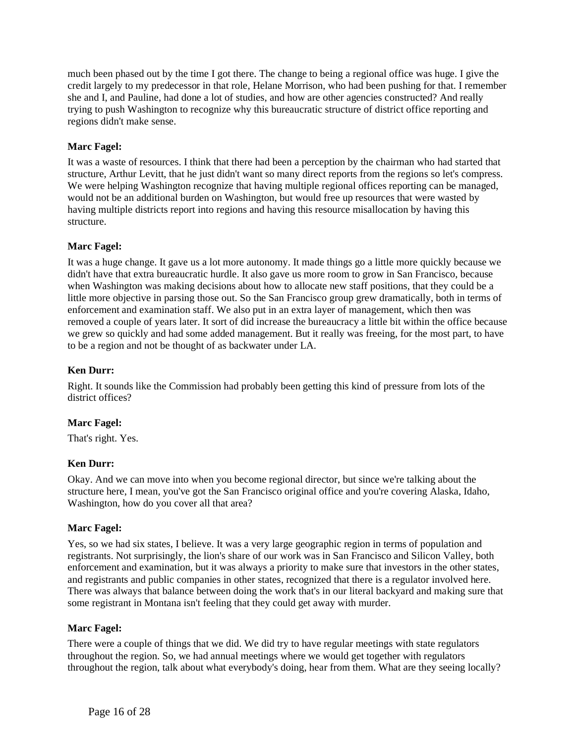much been phased out by the time I got there. The change to being a regional office was huge. I give the credit largely to my predecessor in that role, Helane Morrison, who had been pushing for that. I remember she and I, and Pauline, had done a lot of studies, and how are other agencies constructed? And really trying to push Washington to recognize why this bureaucratic structure of district office reporting and regions didn't make sense.

**Marc Fagel:**

It was a waste of resources. I think that there had been a perception by the chairman who had started that structure, Arthur Levitt, that he just didn't want so many direct reports from the regions so let's compress. We were helping Washington recognize that having multiple regional offices reporting can be managed, would not be an additional burden on Washington, but would free up resources that were wasted by having multiple districts report into regions and having this resource misallocation by having this structure.

**Marc Fagel:**

It was a huge change. It gave us a lot more autonomy. It made things go a little more quickly because we didn't have that extra bureaucratic hurdle. It also gave us more room to grow in San Francisco, because when Washington was making decisions about how to allocate new staff positions, that they could be a little more objective in parsing those out. So the San Francisco group grew dramatically, both in terms of enforcement and examination staff. We also put in an extra layer of management, which then was removed a couple of years later. It sort of did increase the bureaucracy a little bit within the office because we grew so quickly and had some added management. But it really was freeing, for the most part, to have to be a region and not be thought of as backwater under LA.

**Ken Durr:**

Right. It sounds like the Commission had probably been getting this kind of pressure from lots of the district offices?

**Marc Fagel:**

That's right. Yes.

**Ken Durr:**

Okay. And we can move into when you become regional director, but since we're talking about the structure here, I mean, you've got the San Francisco original office and you're covering Alaska, Idaho, Washington, how do you cover all that area?

**Marc Fagel:**

Yes, so we had six states, I believe. It was a very large geographic region in terms of population and registrants. Not surprisingly, the lion's share of our work was in San Francisco and Silicon Valley, both enforcement and examination, but it was always a priority to make sure that investors in the other states, and registrants and public companies in other states, recognized that there is a regulator involved here. There was always that balance between doing the work that's in our literal backyard and making sure that some registrant in Montana isn't feeling that they could get away with murder.

**Marc Fagel:**

There were a couple of things that we did. We did try to have regular meetings with state regulators throughout the region. So, we had annual meetings where we would get together with regulators throughout the region, talk about what everybody's doing, hear from them. What are they seeing locally?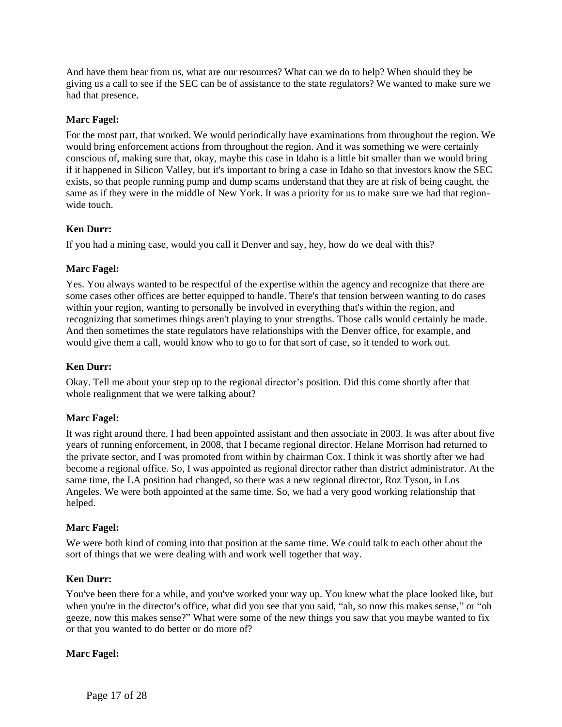And have them hear from us, what are our resources? What can we do to help? When should they be giving us a call to see if the SEC can be of assistance to the state regulators? We wanted to make sure we had that presence.

**Marc Fagel:**

For the most part, that worked. We would periodically have examinations from throughout the region. We would bring enforcement actions from throughout the region. And it was something we were certainly conscious of, making sure that, okay, maybe this case in Idaho is a little bit smaller than we would bring if it happened in Silicon Valley, but it's important to bring a case in Idaho so that investors know the SEC exists, so that people running pump and dump scams understand that they are at risk of being caught, the same as if they were in the middle of New York. It was a priority for us to make sure we had that region-wide touch.

**Ken Durr:**

If you had a mining case, would you call it Denver and say, hey, how do we deal with this?

**Marc Fagel:**

Yes. You always wanted to be respectful of the expertise within the agency and recognize that there are some cases other offices are better equipped to handle. There's that tension between wanting to do cases within your region, wanting to personally be involved in everything that's within the region, and recognizing that sometimes things aren't playing to your strengths. Those calls would certainly be made. And then sometimes the state regulators have relationships with the Denver office, for example, and would give them a call, would know who to go to for that sort of case, so it tended to work out.

**Ken Durr:**

Okay. Tell me about your step up to the regional director's position. Did this come shortly after that whole realignment that we were talking about?

**Marc Fagel:**

It was right around there. I had been appointed assistant and then associate in 2003. It was after about five years of running enforcement, in 2008, that I became regional director. Helane Morrison had returned to the private sector, and I was promoted from within by chairman Cox. I think it was shortly after we had become a regional office. So, I was appointed as regional director rather than district administrator. At the same time, the LA position had changed, so there was a new regional director, Roz Tyson, in Los Angeles. We were both appointed at the same time. So, we had a very good working relationship that helped.

**Marc Fagel:**

We were both kind of coming into that position at the same time. We could talk to each other about the sort of things that we were dealing with and work well together that way.

**Ken Durr:**

You've been there for a while, and you've worked your way up. You knew what the place looked like, but when you're in the director's office, what did you see that you said, "ah, so now this makes sense," or "oh geeze, now this makes sense?" What were some of the new things you saw that you maybe wanted to fix or that you wanted to do better or do more of?

**Marc Fagel:**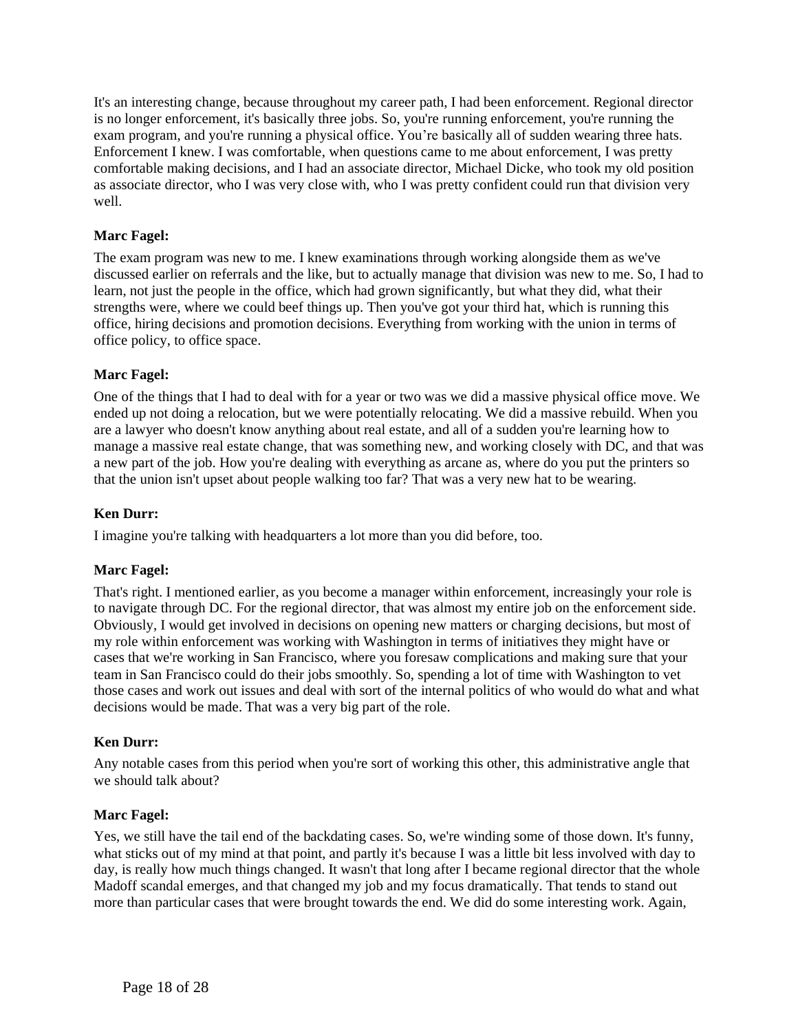It's an interesting change, because throughout my career path, I had been enforcement. Regional director is no longer enforcement, it's basically three jobs. So, you're running enforcement, you're running the exam program, and you're running a physical office. You're basically all of sudden wearing three hats. Enforcement I knew. I was comfortable, when questions came to me about enforcement, I was pretty comfortable making decisions, and I had an associate director, Michael Dicke, who took my old position as associate director, who I was very close with, who I was pretty confident could run that division very well.

**Marc Fagel:**

The exam program was new to me. I knew examinations through working alongside them as we've discussed earlier on referrals and the like, but to actually manage that division was new to me. So, I had to learn, not just the people in the office, which had grown significantly, but what they did, what their strengths were, where we could beef things up. Then you've got your third hat, which is running this office, hiring decisions and promotion decisions. Everything from working with the union in terms of office policy, to office space.

**Marc Fagel:**

One of the things that I had to deal with for a year or two was we did a massive physical office move. We ended up not doing a relocation, but we were potentially relocating. We did a massive rebuild. When you are a lawyer who doesn't know anything about real estate, and all of a sudden you're learning how to manage a massive real estate change, that was something new, and working closely with DC, and that was a new part of the job. How you're dealing with everything as arcane as, where do you put the printers so that the union isn't upset about people walking too far? That was a very new hat to be wearing.

**Ken Durr:**

I imagine you're talking with headquarters a lot more than you did before, too.

**Marc Fagel:**

That's right. I mentioned earlier, as you become a manager within enforcement, increasingly your role is to navigate through DC. For the regional director, that was almost my entire job on the enforcement side. Obviously, I would get involved in decisions on opening new matters or charging decisions, but most of my role within enforcement was working with Washington in terms of initiatives they might have or cases that we're working in San Francisco, where you foresaw complications and making sure that your team in San Francisco could do their jobs smoothly. So, spending a lot of time with Washington to vet those cases and work out issues and deal with sort of the internal politics of who would do what and what decisions would be made. That was a very big part of the role.

**Ken Durr:**

Any notable cases from this period when you're sort of working this other, this administrative angle that we should talk about?

**Marc Fagel:**

Yes, we still have the tail end of the backdating cases. So, we're winding some of those down. It's funny, what sticks out of my mind at that point, and partly it's because I was a little bit less involved with day to day, is really how much things changed. It wasn't that long after I became regional director that the whole Madoff scandal emerges, and that changed my job and my focus dramatically. That tends to stand out more than particular cases that were brought towards the end. We did do some interesting work. Again,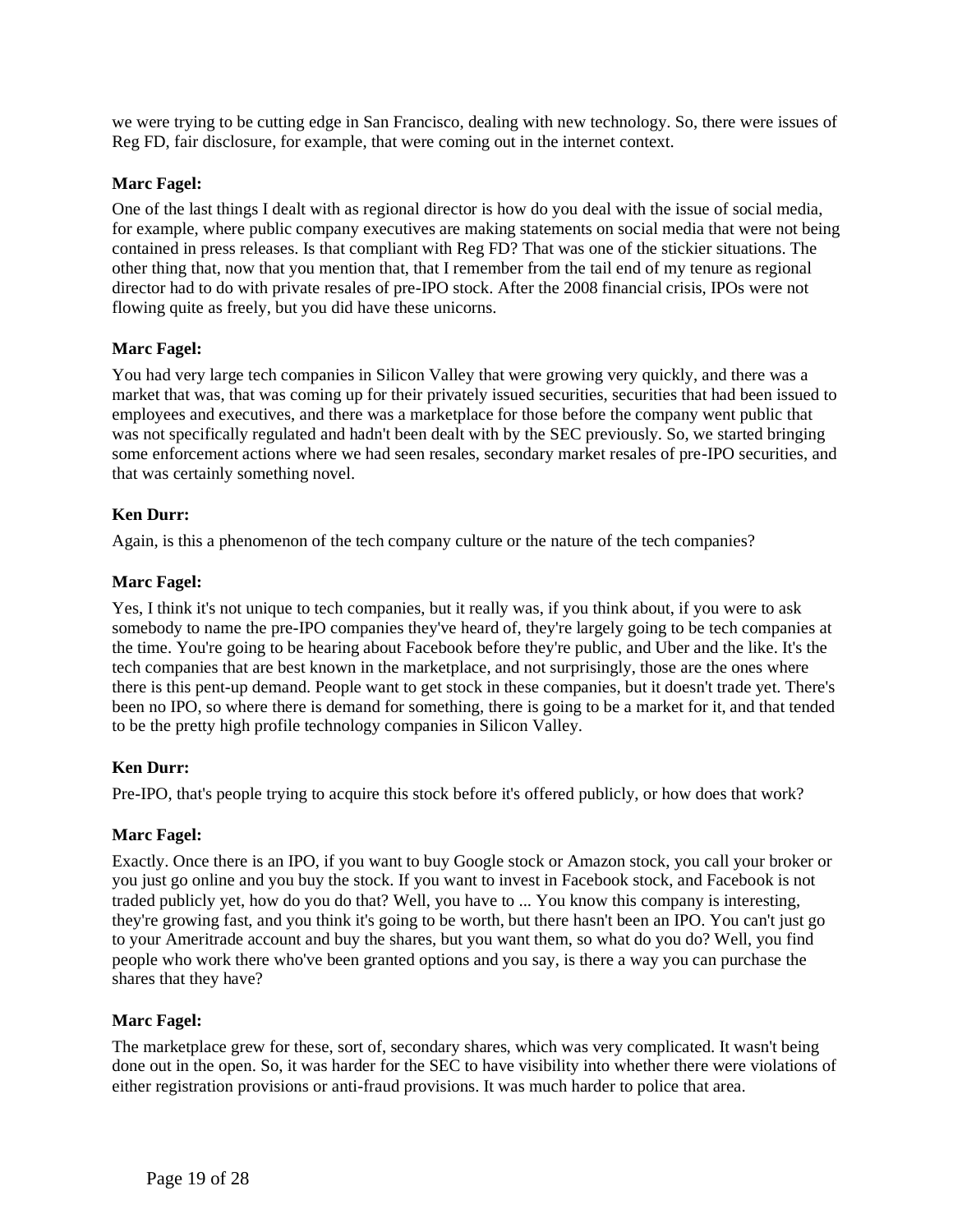we were trying to be cutting edge in San Francisco, dealing with new technology. So, there were issues of Reg FD, fair disclosure, for example, that were coming out in the internet context.

**Marc Fagel:**

One of the last things I dealt with as regional director is how do you deal with the issue of social media, for example, where public company executives are making statements on social media that were not being contained in press releases. Is that compliant with Reg FD? That was one of the stickier situations. The other thing that, now that you mention that, that I remember from the tail end of my tenure as regional director had to do with private resales of pre-IPO stock. After the 2008 financial crisis, IPOs were not flowing quite as freely, but you did have these unicorns.

**Marc Fagel:**

You had very large tech companies in Silicon Valley that were growing very quickly, and there was a market that was, that was coming up for their privately issued securities, securities that had been issued to employees and executives, and there was a marketplace for those before the company went public that was not specifically regulated and hadn't been dealt with by the SEC previously. So, we started bringing some enforcement actions where we had seen resales, secondary market resales of pre-IPO securities, and that was certainly something novel.

**Ken Durr:**

Again, is this a phenomenon of the tech company culture or the nature of the tech companies?

**Marc Fagel:**

Yes, I think it's not unique to tech companies, but it really was, if you think about, if you were to ask somebody to name the pre-IPO companies they've heard of, they're largely going to be tech companies at the time. You're going to be hearing about Facebook before they're public, and Uber and the like. It's the tech companies that are best known in the marketplace, and not surprisingly, those are the ones where there is this pent-up demand. People want to get stock in these companies, but it doesn't trade yet. There's been no IPO, so where there is demand for something, there is going to be a market for it, and that tended to be the pretty high profile technology companies in Silicon Valley.

**Ken Durr:**

Pre-IPO, that's people trying to acquire this stock before it's offered publicly, or how does that work?

**Marc Fagel:**

Exactly. Once there is an IPO, if you want to buy Google stock or Amazon stock, you call your broker or you just go online and you buy the stock. If you want to invest in Facebook stock, and Facebook is not traded publicly yet, how do you do that? Well, you have to ... You know this company is interesting, they're growing fast, and you think it's going to be worth, but there hasn't been an IPO. You can't just go to your Ameritrade account and buy the shares, but you want them, so what do you do? Well, you find people who work there who've been granted options and you say, is there a way you can purchase the shares that they have?

**Marc Fagel:**

The marketplace grew for these, sort of, secondary shares, which was very complicated. It wasn't being done out in the open. So, it was harder for the SEC to have visibility into whether there were violations of either registration provisions or anti-fraud provisions. It was much harder to police that area.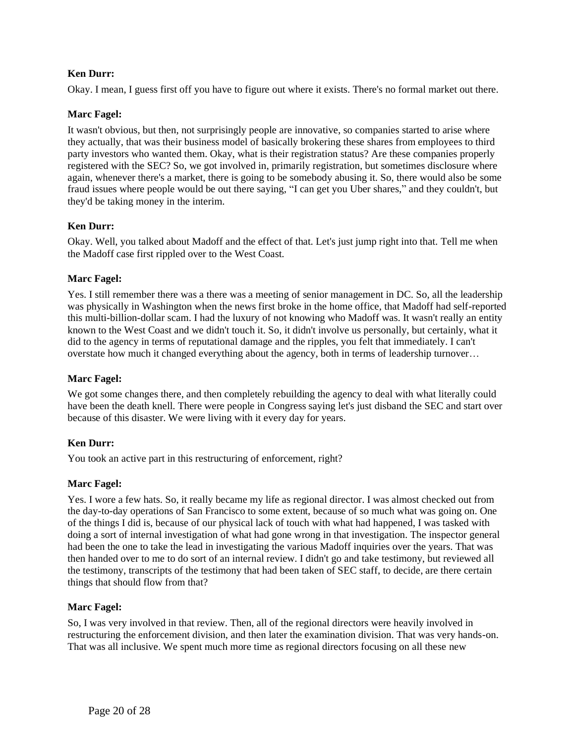**Ken Durr:**

Okay. I mean, I guess first off you have to figure out where it exists. There's no formal market out there.

**Marc Fagel:**

It wasn't obvious, but then, not surprisingly people are innovative, so companies started to arise where they actually, that was their business model of basically brokering these shares from employees to third party investors who wanted them. Okay, what is their registration status? Are these companies properly registered with the SEC? So, we got involved in, primarily registration, but sometimes disclosure where again, whenever there's a market, there is going to be somebody abusing it. So, there would also be some fraud issues where people would be out there saying, "I can get you Uber shares," and they couldn't, but they'd be taking money in the interim.

**Ken Durr:**

Okay. Well, you talked about Madoff and the effect of that. Let's just jump right into that. Tell me when the Madoff case first rippled over to the West Coast.

**Marc Fagel:**

Yes. I still remember there was a there was a meeting of senior management in DC. So, all the leadership was physically in Washington when the news first broke in the home office, that Madoff had self-reported this multi-billion-dollar scam. I had the luxury of not knowing who Madoff was. It wasn't really an entity known to the West Coast and we didn't touch it. So, it didn't involve us personally, but certainly, what it did to the agency in terms of reputational damage and the ripples, you felt that immediately. I can't overstate how much it changed everything about the agency, both in terms of leadership turnover…

**Marc Fagel:**

We got some changes there, and then completely rebuilding the agency to deal with what literally could have been the death knell. There were people in Congress saying let's just disband the SEC and start over because of this disaster. We were living with it every day for years.

**Ken Durr:**

You took an active part in this restructuring of enforcement, right?

**Marc Fagel:**

Yes. I wore a few hats. So, it really became my life as regional director. I was almost checked out from the day-to-day operations of San Francisco to some extent, because of so much what was going on. One of the things I did is, because of our physical lack of touch with what had happened, I was tasked with doing a sort of internal investigation of what had gone wrong in that investigation. The inspector general had been the one to take the lead in investigating the various Madoff inquiries over the years. That was then handed over to me to do sort of an internal review. I didn't go and take testimony, but reviewed all the testimony, transcripts of the testimony that had been taken of SEC staff, to decide, are there certain things that should flow from that?

**Marc Fagel:**

So, I was very involved in that review. Then, all of the regional directors were heavily involved in restructuring the enforcement division, and then later the examination division. That was very hands-on. That was all inclusive. We spent much more time as regional directors focusing on all these new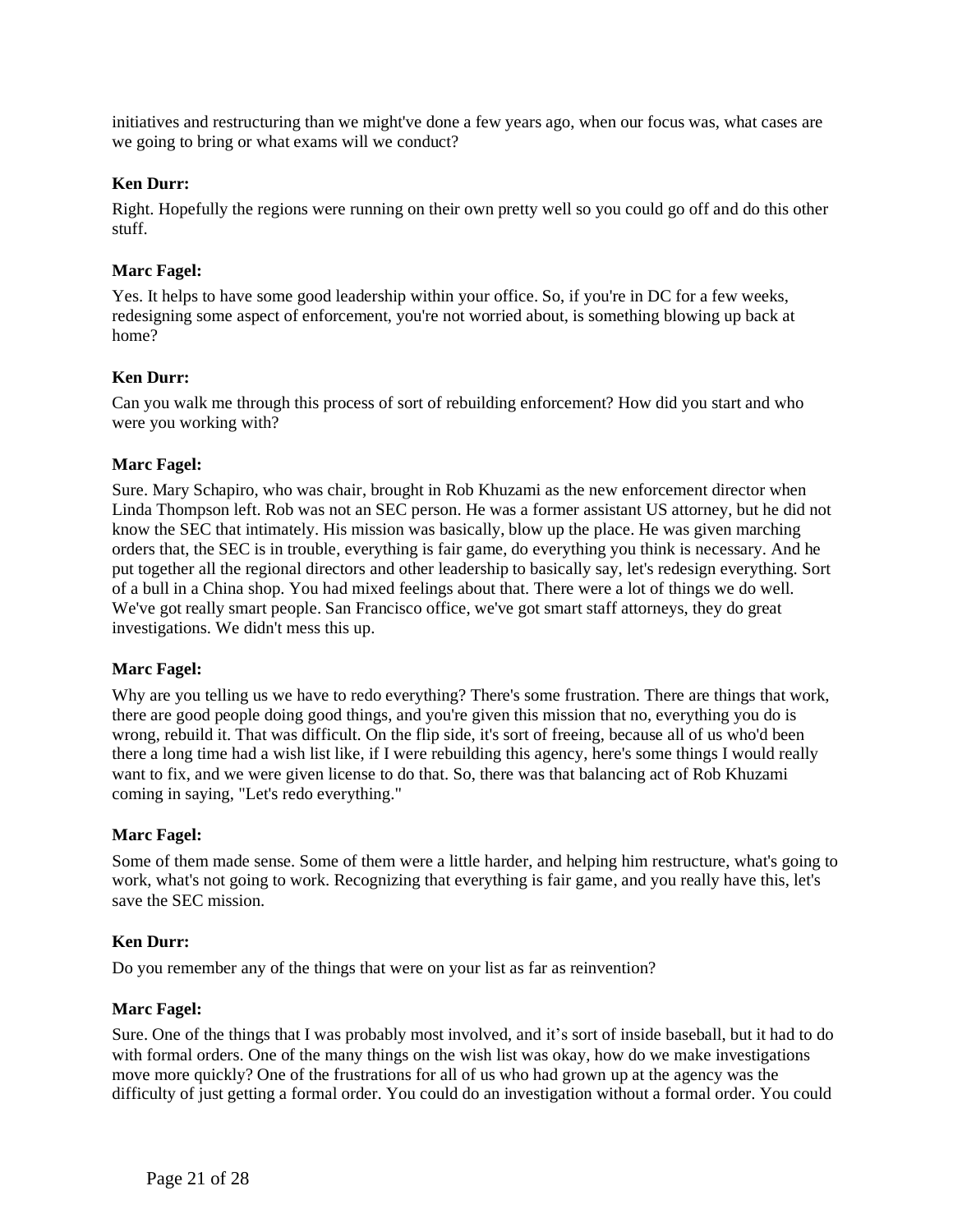initiatives and restructuring than we might've done a few years ago, when our focus was, what cases are we going to bring or what exams will we conduct?

**Ken Durr:**

Right. Hopefully the regions were running on their own pretty well so you could go off and do this other stuff.

**Marc Fagel:**

Yes. It helps to have some good leadership within your office. So, if you're in DC for a few weeks, redesigning some aspect of enforcement, you're not worried about, is something blowing up back at home?

**Ken Durr:**

Can you walk me through this process of sort of rebuilding enforcement? How did you start and who were you working with?

**Marc Fagel:**

Sure. Mary Schapiro, who was chair, brought in Rob Khuzami as the new enforcement director when Linda Thompson left. Rob was not an SEC person. He was a former assistant US attorney, but he did not know the SEC that intimately. His mission was basically, blow up the place. He was given marching orders that, the SEC is in trouble, everything is fair game, do everything you think is necessary. And he put together all the regional directors and other leadership to basically say, let's redesign everything. Sort of a bull in a China shop. You had mixed feelings about that. There were a lot of things we do well. We've got really smart people. San Francisco office, we've got smart staff attorneys, they do great investigations. We didn't mess this up.

**Marc Fagel:**

Why are you telling us we have to redo everything? There's some frustration. There are things that work, there are good people doing good things, and you're given this mission that no, everything you do is wrong, rebuild it. That was difficult. On the flip side, it's sort of freeing, because all of us who'd been there a long time had a wish list like, if I were rebuilding this agency, here's some things I would really want to fix, and we were given license to do that. So, there was that balancing act of Rob Khuzami coming in saying, "Let's redo everything."

**Marc Fagel:**

Some of them made sense. Some of them were a little harder, and helping him restructure, what's going to work, what's not going to work. Recognizing that everything is fair game, and you really have this, let's save the SEC mission.

**Ken Durr:**

Do you remember any of the things that were on your list as far as reinvention?

**Marc Fagel:**

Sure. One of the things that I was probably most involved, and it's sort of inside baseball, but it had to do with formal orders. One of the many things on the wish list was okay, how do we make investigations move more quickly? One of the frustrations for all of us who had grown up at the agency was the difficulty of just getting a formal order. You could do an investigation without a formal order. You could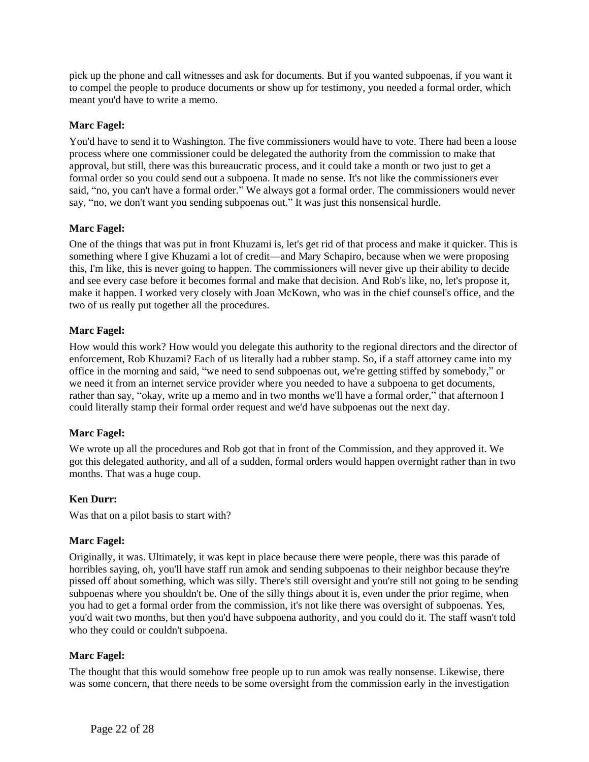pick up the phone and call witnesses and ask for documents. But if you wanted subpoenas, if you want it to compel the people to produce documents or show up for testimony, you needed a formal order, which meant you'd have to write a memo.

**Marc Fagel:**

You'd have to send it to Washington. The five commissioners would have to vote. There had been a loose process where one commissioner could be delegated the authority from the commission to make that approval, but still, there was this bureaucratic process, and it could take a month or two just to get a formal order so you could send out a subpoena. It made no sense. It's not like the commissioners ever said, "no, you can't have a formal order." We always got a formal order. The commissioners would never say, "no, we don't want you sending subpoenas out." It was just this nonsensical hurdle.

**Marc Fagel:**

One of the things that was put in front Khuzami is, let's get rid of that process and make it quicker. This is something where I give Khuzami a lot of credit—and Mary Schapiro, because when we were proposing this, I'm like, this is never going to happen. The commissioners will never give up their ability to decide and see every case before it becomes formal and make that decision. And Rob's like, no, let's propose it, make it happen. I worked very closely with Joan McKown, who was in the chief counsel's office, and the two of us really put together all the procedures.

**Marc Fagel:**

How would this work? How would you delegate this authority to the regional directors and the director of enforcement, Rob Khuzami? Each of us literally had a rubber stamp. So, if a staff attorney came into my office in the morning and said, "we need to send subpoenas out, we're getting stiffed by somebody," or we need it from an internet service provider where you needed to have a subpoena to get documents, rather than say, "okay, write up a memo and in two months we'll have a formal order," that afternoon I could literally stamp their formal order request and we'd have subpoenas out the next day.

**Marc Fagel:**

We wrote up all the procedures and Rob got that in front of the Commission, and they approved it. We got this delegated authority, and all of a sudden, formal orders would happen overnight rather than in two months. That was a huge coup.

**Ken Durr:**

Was that on a pilot basis to start with?

**Marc Fagel:**

Originally, it was. Ultimately, it was kept in place because there were people, there was this parade of horribles saying, oh, you'll have staff run amok and sending subpoenas to their neighbor because they're pissed off about something, which was silly. There's still oversight and you're still not going to be sending subpoenas where you shouldn't be. One of the silly things about it is, even under the prior regime, when you had to get a formal order from the commission, it's not like there was oversight of subpoenas. Yes, you'd wait two months, but then you'd have subpoena authority, and you could do it. The staff wasn't told who they could or couldn't subpoena.

**Marc Fagel:**

The thought that this would somehow free people up to run amok was really nonsense. Likewise, there was some concern, that there needs to be some oversight from the commission early in the investigation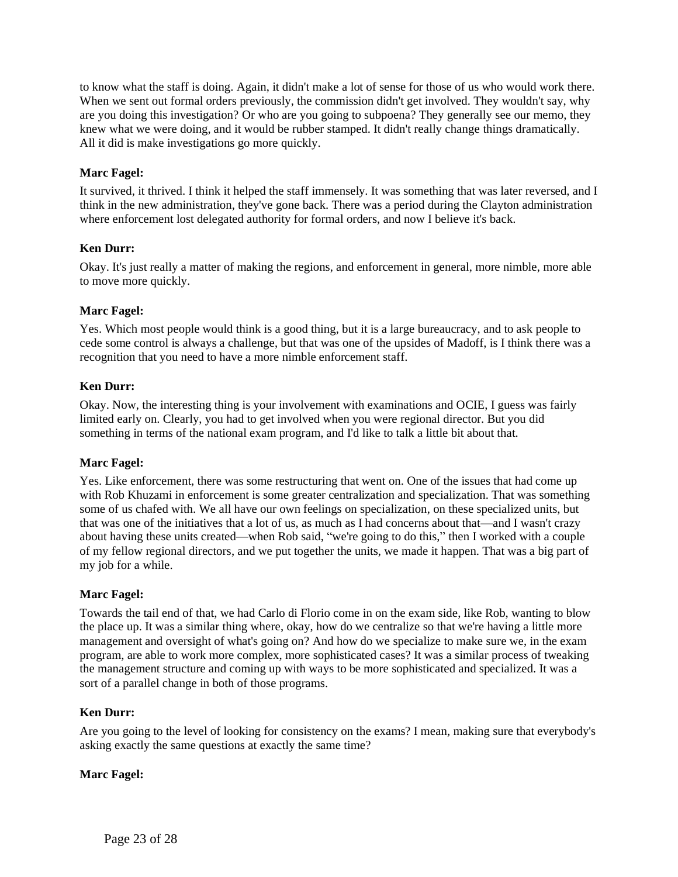to know what the staff is doing. Again, it didn't make a lot of sense for those of us who would work there. When we sent out formal orders previously, the commission didn't get involved. They wouldn't say, why are you doing this investigation? Or who are you going to subpoena? They generally see our memo, they knew what we were doing, and it would be rubber stamped. It didn't really change things dramatically. All it did is make investigations go more quickly.

**Marc Fagel:**

It survived, it thrived. I think it helped the staff immensely. It was something that was later reversed, and I think in the new administration, they've gone back. There was a period during the Clayton administration where enforcement lost delegated authority for formal orders, and now I believe it's back.

**Ken Durr:**

Okay. It's just really a matter of making the regions, and enforcement in general, more nimble, more able to move more quickly.

**Marc Fagel:**

Yes. Which most people would think is a good thing, but it is a large bureaucracy, and to ask people to cede some control is always a challenge, but that was one of the upsides of Madoff, is I think there was a recognition that you need to have a more nimble enforcement staff.

**Ken Durr:**

Okay. Now, the interesting thing is your involvement with examinations and OCIE, I guess was fairly limited early on. Clearly, you had to get involved when you were regional director. But you did something in terms of the national exam program, and I'd like to talk a little bit about that.

**Marc Fagel:**

Yes. Like enforcement, there was some restructuring that went on. One of the issues that had come up with Rob Khuzami in enforcement is some greater centralization and specialization. That was something some of us chafed with. We all have our own feelings on specialization, on these specialized units, but that was one of the initiatives that a lot of us, as much as I had concerns about that—and I wasn't crazy about having these units created—when Rob said, "we're going to do this," then I worked with a couple of my fellow regional directors, and we put together the units, we made it happen. That was a big part of my job for a while.

**Marc Fagel:**

Towards the tail end of that, we had Carlo di Florio come in on the exam side, like Rob, wanting to blow the place up. It was a similar thing where, okay, how do we centralize so that we're having a little more management and oversight of what's going on? And how do we specialize to make sure we, in the exam program, are able to work more complex, more sophisticated cases? It was a similar process of tweaking the management structure and coming up with ways to be more sophisticated and specialized. It was a sort of a parallel change in both of those programs.

**Ken Durr:**

Are you going to the level of looking for consistency on the exams? I mean, making sure that everybody's asking exactly the same questions at exactly the same time?

**Marc Fagel:**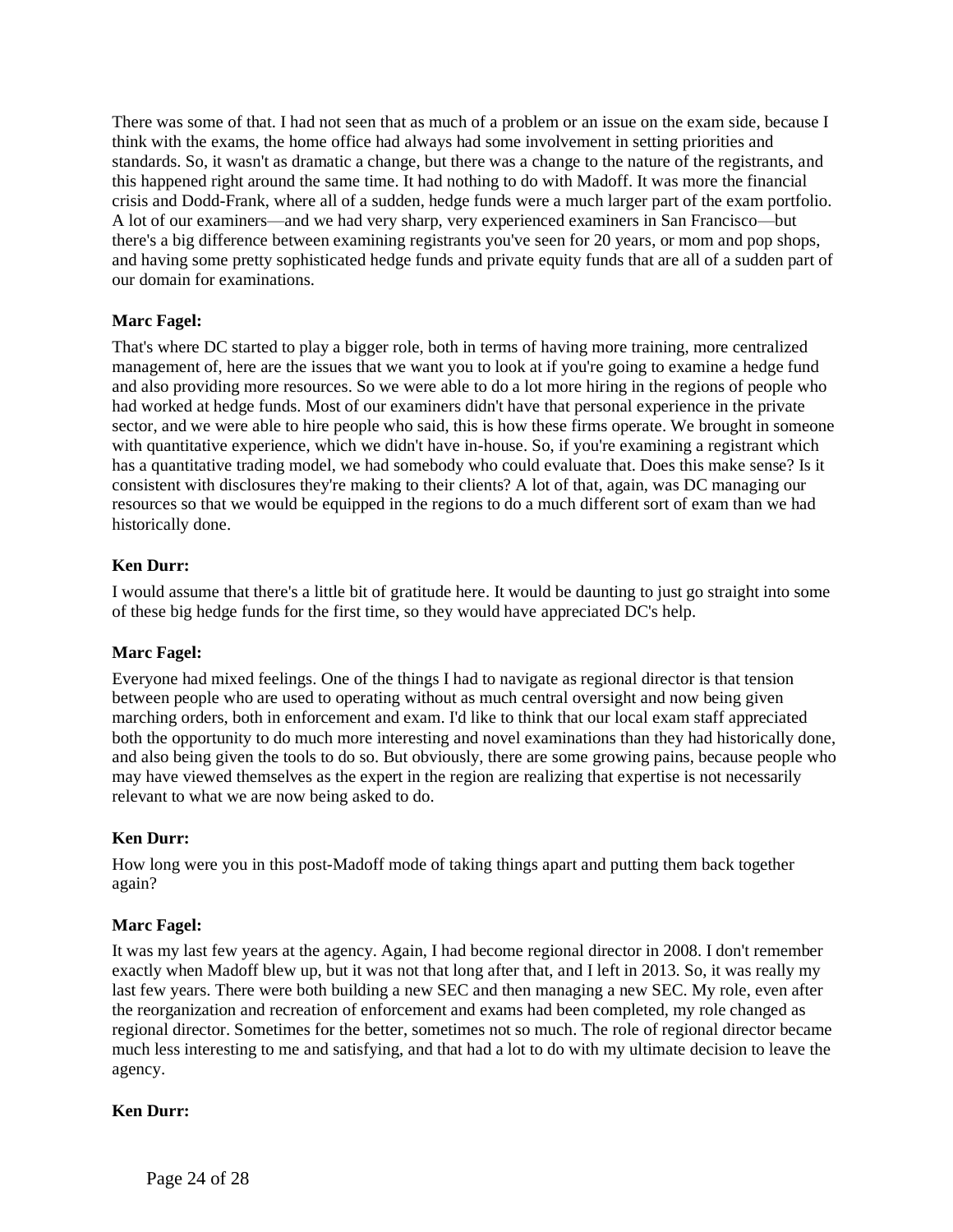There was some of that. I had not seen that as much of a problem or an issue on the exam side, because I think with the exams, the home office had always had some involvement in setting priorities and standards. So, it wasn't as dramatic a change, but there was a change to the nature of the registrants, and this happened right around the same time. It had nothing to do with Madoff. It was more the financial crisis and Dodd-Frank, where all of a sudden, hedge funds were a much larger part of the exam portfolio. A lot of our examiners—and we had very sharp, very experienced examiners in San Francisco—but there's a big difference between examining registrants you've seen for 20 years, or mom and pop shops, and having some pretty sophisticated hedge funds and private equity funds that are all of a sudden part of our domain for examinations.

**Marc Fagel:**

That's where DC started to play a bigger role, both in terms of having more training, more centralized management of, here are the issues that we want you to look at if you're going to examine a hedge fund and also providing more resources. So we were able to do a lot more hiring in the regions of people who had worked at hedge funds. Most of our examiners didn't have that personal experience in the private sector, and we were able to hire people who said, this is how these firms operate. We brought in someone with quantitative experience, which we didn't have in-house. So, if you're examining a registrant which has a quantitative trading model, we had somebody who could evaluate that. Does this make sense? Is it consistent with disclosures they're making to their clients? A lot of that, again, was DC managing our resources so that we would be equipped in the regions to do a much different sort of exam than we had historically done.

**Ken Durr:**

I would assume that there's a little bit of gratitude here. It would be daunting to just go straight into some of these big hedge funds for the first time, so they would have appreciated DC's help.

**Marc Fagel:**

Everyone had mixed feelings. One of the things I had to navigate as regional director is that tension between people who are used to operating without as much central oversight and now being given marching orders, both in enforcement and exam. I'd like to think that our local exam staff appreciated both the opportunity to do much more interesting and novel examinations than they had historically done, and also being given the tools to do so. But obviously, there are some growing pains, because people who may have viewed themselves as the expert in the region are realizing that expertise is not necessarily relevant to what we are now being asked to do.

**Ken Durr:**

How long were you in this post-Madoff mode of taking things apart and putting them back together again?

**Marc Fagel:**

It was my last few years at the agency. Again, I had become regional director in 2008. I don't remember exactly when Madoff blew up, but it was not that long after that, and I left in 2013. So, it was really my last few years. There were both building a new SEC and then managing a new SEC. My role, even after the reorganization and recreation of enforcement and exams had been completed, my role changed as regional director. Sometimes for the better, sometimes not so much. The role of regional director became much less interesting to me and satisfying, and that had a lot to do with my ultimate decision to leave the agency.

**Ken Durr:**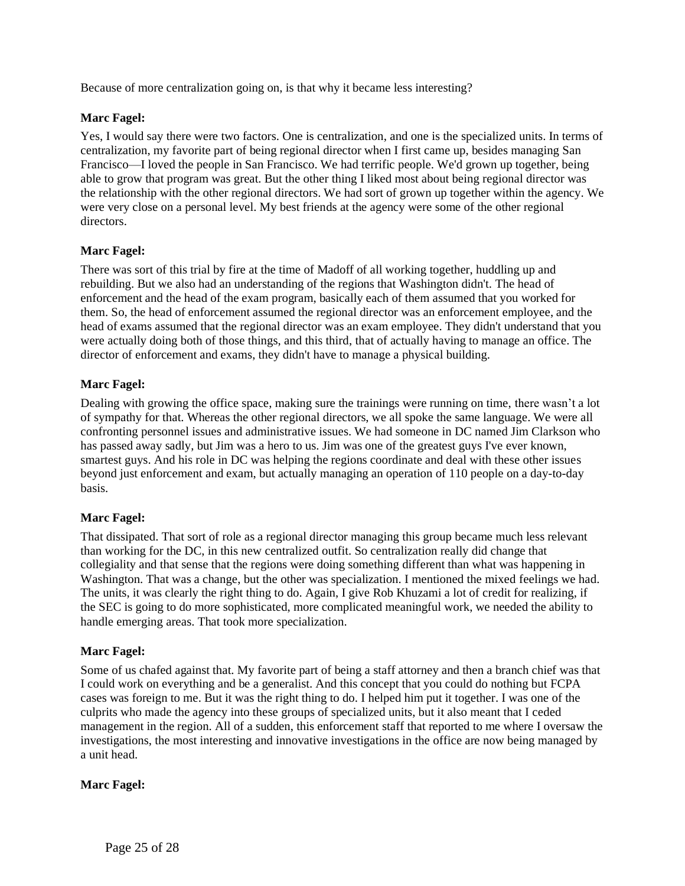Because of more centralization going on, is that why it became less interesting?

**Marc Fagel:**

Yes, I would say there were two factors. One is centralization, and one is the specialized units. In terms of centralization, my favorite part of being regional director when I first came up, besides managing San Francisco—I loved the people in San Francisco. We had terrific people. We'd grown up together, being able to grow that program was great. But the other thing I liked most about being regional director was the relationship with the other regional directors. We had sort of grown up together within the agency. We were very close on a personal level. My best friends at the agency were some of the other regional directors.

**Marc Fagel:**

There was sort of this trial by fire at the time of Madoff of all working together, huddling up and rebuilding. But we also had an understanding of the regions that Washington didn't. The head of enforcement and the head of the exam program, basically each of them assumed that you worked for them. So, the head of enforcement assumed the regional director was an enforcement employee, and the head of exams assumed that the regional director was an exam employee. They didn't understand that you were actually doing both of those things, and this third, that of actually having to manage an office. The director of enforcement and exams, they didn't have to manage a physical building.

**Marc Fagel:**

Dealing with growing the office space, making sure the trainings were running on time, there wasn't a lot of sympathy for that. Whereas the other regional directors, we all spoke the same language. We were all confronting personnel issues and administrative issues. We had someone in DC named Jim Clarkson who has passed away sadly, but Jim was a hero to us. Jim was one of the greatest guys I've ever known, smartest guys. And his role in DC was helping the regions coordinate and deal with these other issues beyond just enforcement and exam, but actually managing an operation of 110 people on a day-to-day basis.

**Marc Fagel:**

That dissipated. That sort of role as a regional director managing this group became much less relevant than working for the DC, in this new centralized outfit. So centralization really did change that collegiality and that sense that the regions were doing something different than what was happening in Washington. That was a change, but the other was specialization. I mentioned the mixed feelings we had. The units, it was clearly the right thing to do. Again, I give Rob Khuzami a lot of credit for realizing, if the SEC is going to do more sophisticated, more complicated meaningful work, we needed the ability to handle emerging areas. That took more specialization.

**Marc Fagel:**

Some of us chafed against that. My favorite part of being a staff attorney and then a branch chief was that I could work on everything and be a generalist. And this concept that you could do nothing but FCPA cases was foreign to me. But it was the right thing to do. I helped him put it together. I was one of the culprits who made the agency into these groups of specialized units, but it also meant that I ceded management in the region. All of a sudden, this enforcement staff that reported to me where I oversaw the investigations, the most interesting and innovative investigations in the office are now being managed by a unit head.

**Marc Fagel:**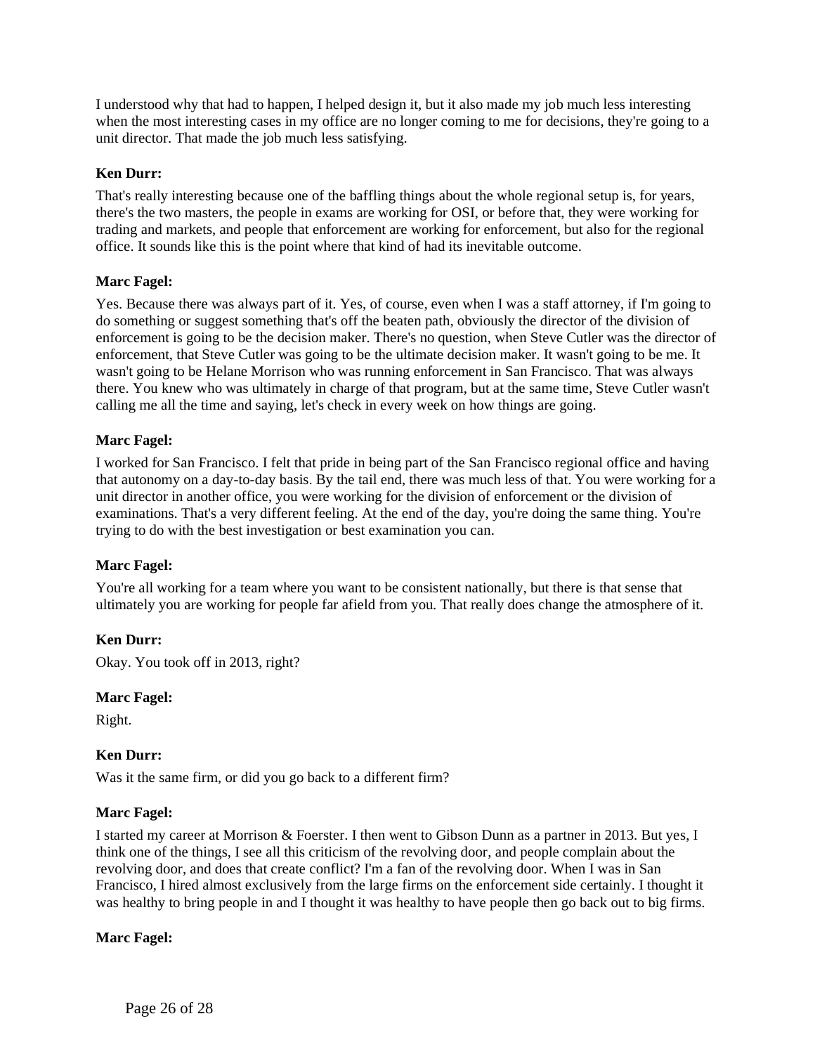I understood why that had to happen, I helped design it, but it also made my job much less interesting when the most interesting cases in my office are no longer coming to me for decisions, they're going to a unit director. That made the job much less satisfying.

**Ken Durr:**

That's really interesting because one of the baffling things about the whole regional setup is, for years, there's the two masters, the people in exams are working for OSI, or before that, they were working for trading and markets, and people that enforcement are working for enforcement, but also for the regional office. It sounds like this is the point where that kind of had its inevitable outcome.

**Marc Fagel:**

Yes. Because there was always part of it. Yes, of course, even when I was a staff attorney, if I'm going to do something or suggest something that's off the beaten path, obviously the director of the division of enforcement is going to be the decision maker. There's no question, when Steve Cutler was the director of enforcement, that Steve Cutler was going to be the ultimate decision maker. It wasn't going to be me. It wasn't going to be Helane Morrison who was running enforcement in San Francisco. That was always there. You knew who was ultimately in charge of that program, but at the same time, Steve Cutler wasn't calling me all the time and saying, let's check in every week on how things are going.

**Marc Fagel:**

I worked for San Francisco. I felt that pride in being part of the San Francisco regional office and having that autonomy on a day-to-day basis. By the tail end, there was much less of that. You were working for a unit director in another office, you were working for the division of enforcement or the division of examinations. That's a very different feeling. At the end of the day, you're doing the same thing. You're trying to do with the best investigation or best examination you can.

**Marc Fagel:**

You're all working for a team where you want to be consistent nationally, but there is that sense that ultimately you are working for people far afield from you. That really does change the atmosphere of it.

**Ken Durr:**

Okay. You took off in 2013, right?

**Marc Fagel:**

Right.

**Ken Durr:**

Was it the same firm, or did you go back to a different firm?

**Marc Fagel:**

I started my career at Morrison & Foerster. I then went to Gibson Dunn as a partner in 2013. But yes, I think one of the things, I see all this criticism of the revolving door, and people complain about the revolving door, and does that create conflict? I'm a fan of the revolving door. When I was in San Francisco, I hired almost exclusively from the large firms on the enforcement side certainly. I thought it was healthy to bring people in and I thought it was healthy to have people then go back out to big firms.

**Marc Fagel:**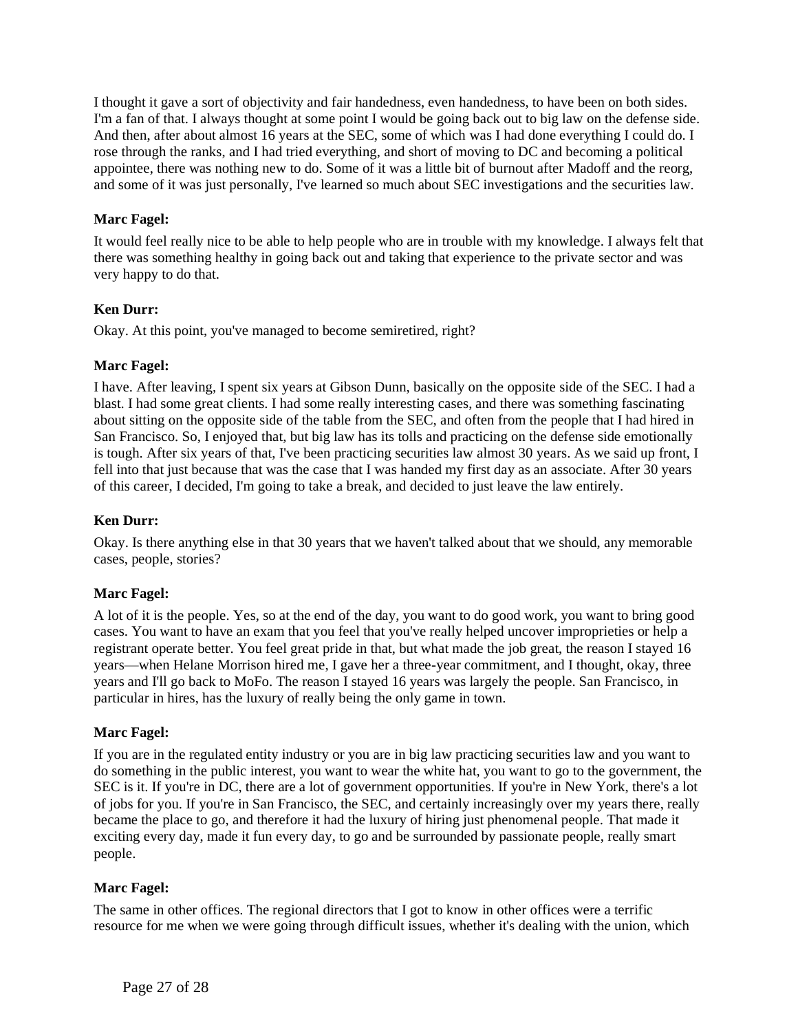I thought it gave a sort of objectivity and fair handedness, even handedness, to have been on both sides. I'm a fan of that. I always thought at some point I would be going back out to big law on the defense side. And then, after about almost 16 years at the SEC, some of which was I had done everything I could do. I rose through the ranks, and I had tried everything, and short of moving to DC and becoming a political appointee, there was nothing new to do. Some of it was a little bit of burnout after Madoff and the reorg, and some of it was just personally, I've learned so much about SEC investigations and the securities law.

**Marc Fagel:**

It would feel really nice to be able to help people who are in trouble with my knowledge. I always felt that there was something healthy in going back out and taking that experience to the private sector and was very happy to do that.

**Ken Durr:**

Okay. At this point, you've managed to become semiretired, right?

**Marc Fagel:**

I have. After leaving, I spent six years at Gibson Dunn, basically on the opposite side of the SEC. I had a blast. I had some great clients. I had some really interesting cases, and there was something fascinating about sitting on the opposite side of the table from the SEC, and often from the people that I had hired in San Francisco. So, I enjoyed that, but big law has its tolls and practicing on the defense side emotionally is tough. After six years of that, I've been practicing securities law almost 30 years. As we said up front, I fell into that just because that was the case that I was handed my first day as an associate. After 30 years of this career, I decided, I'm going to take a break, and decided to just leave the law entirely.

**Ken Durr:**

Okay. Is there anything else in that 30 years that we haven't talked about that we should, any memorable cases, people, stories?

**Marc Fagel:**

A lot of it is the people. Yes, so at the end of the day, you want to do good work, you want to bring good cases. You want to have an exam that you feel that you've really helped uncover improprieties or help a registrant operate better. You feel great pride in that, but what made the job great, the reason I stayed 16 years—when Helane Morrison hired me, I gave her a three-year commitment, and I thought, okay, three years and I'll go back to MoFo. The reason I stayed 16 years was largely the people. San Francisco, in particular in hires, has the luxury of really being the only game in town.

**Marc Fagel:**

If you are in the regulated entity industry or you are in big law practicing securities law and you want to do something in the public interest, you want to wear the white hat, you want to go to the government, the SEC is it. If you're in DC, there are a lot of government opportunities. If you're in New York, there's a lot of jobs for you. If you're in San Francisco, the SEC, and certainly increasingly over my years there, really became the place to go, and therefore it had the luxury of hiring just phenomenal people. That made it exciting every day, made it fun every day, to go and be surrounded by passionate people, really smart people.

**Marc Fagel:**

The same in other offices. The regional directors that I got to know in other offices were a terrific resource for me when we were going through difficult issues, whether it's dealing with the union, which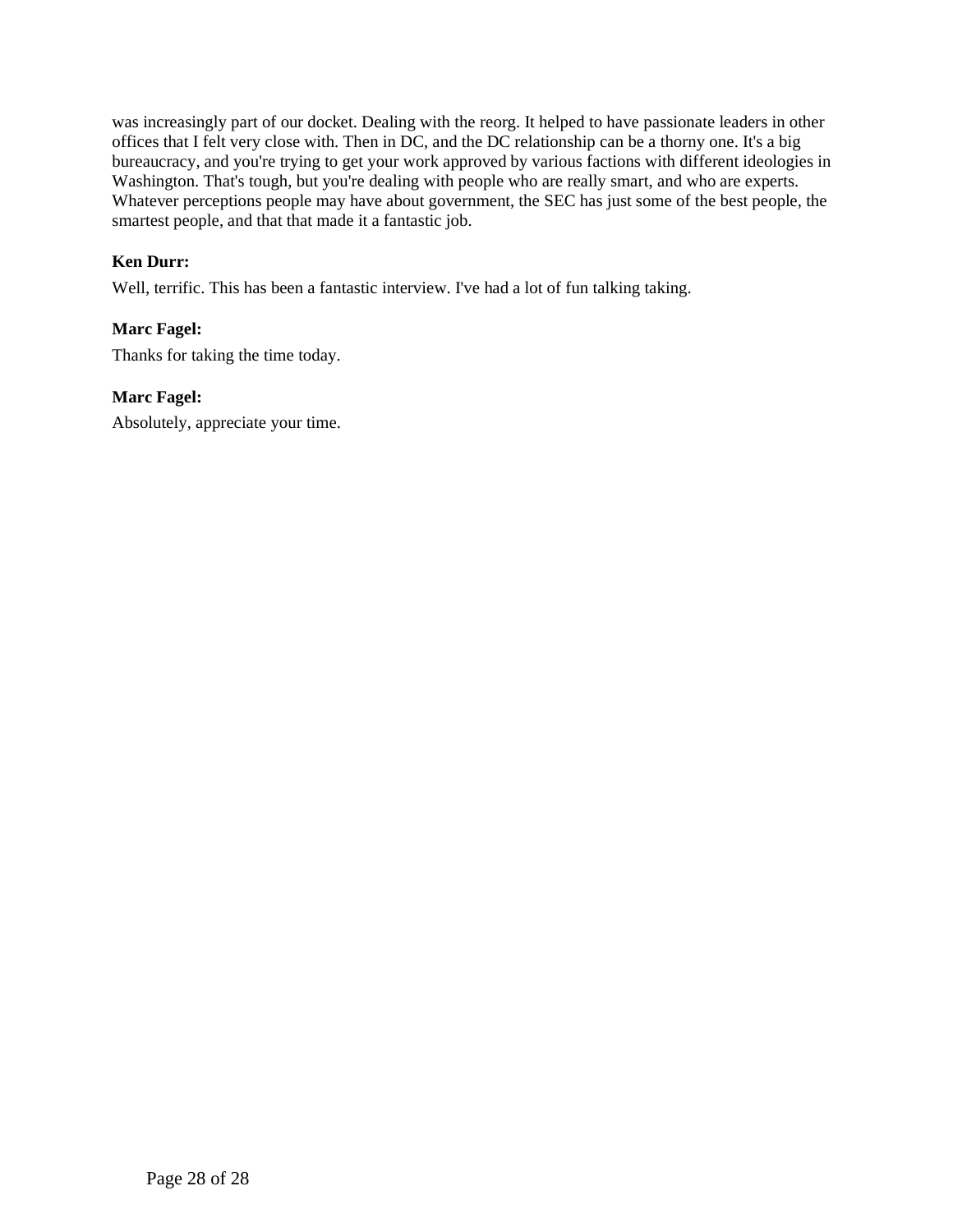was increasingly part of our docket. Dealing with the reorg. It helped to have passionate leaders in other offices that I felt very close with. Then in DC, and the DC relationship can be a thorny one. It's a big bureaucracy, and you're trying to get your work approved by various factions with different ideologies in Washington. That's tough, but you're dealing with people who are really smart, and who are experts. Whatever perceptions people may have about government, the SEC has just some of the best people, the smartest people, and that that made it a fantastic job.

**Ken Durr:**

Well, terrific. This has been a fantastic interview. I've had a lot of fun talking taking.

**Marc Fagel:**

Thanks for taking the time today.

**Marc Fagel:**

Absolutely, appreciate your time.